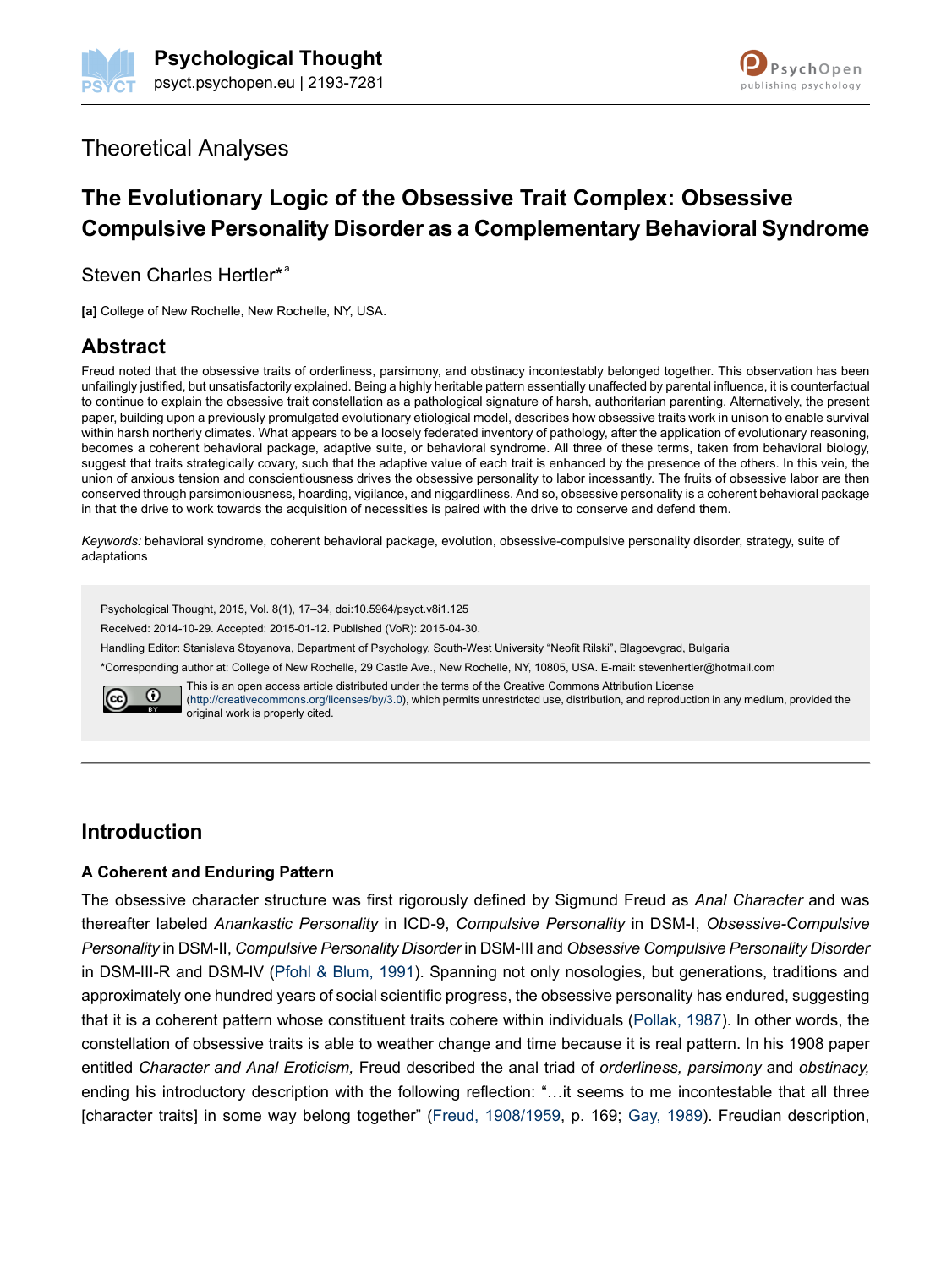Theoretical Analyses

# The Evolutionary Logic of the Obsessive Trait Complex: Obsessive Compulsive Personality Disorder as a Complementary Behavioral Syndrome

Steven Charles Hertler*[a]

**[a]** College of New Rochelle, New Rochelle, NY, USA.

## Abstract

Freud noted that the obsessive traits of orderliness, parsimony, and obstinacy incontestably belonged together. This observation has been unfailingly justified, but unsatisfactorily explained. Being a highly heritable pattern essentially unaffected by parental influence, it is counterfactual to continue to explain the obsessive trait constellation as a pathological signature of harsh, authoritarian parenting. Alternatively, the present paper, building upon a previously promulgated evolutionary etiological model, describes how obsessive traits work in unison to enable survival within harsh northerly climates. What appears to be a loosely federated inventory of pathology, after the application of evolutionary reasoning, becomes a coherent behavioral package, adaptive suite, or behavioral syndrome. All three of these terms, taken from behavioral biology, suggest that traits strategically covary, such that the adaptive value of each trait is enhanced by the presence of the others. In this vein, the union of anxious tension and conscientiousness drives the obsessive personality to labor incessantly. The fruits of obsessive labor are then conserved through parsimoniousness, hoarding, vigilance, and niggardliness. And so, obsessive personality is a coherent behavioral package in that the drive to work towards the acquisition of necessities is paired with the drive to conserve and defend them.

*Keywords:* behavioral syndrome, coherent behavioral package, evolution, obsessive-compulsive personality disorder, strategy, suite of adaptations

Psychological Thought, 2015, Vol. 8(1), 17–34, doi:10.5964/psyct.v8i1.125

Received: 2014-10-29. Accepted: 2015-01-12. Published (VoR): 2015-04-30.

Handling Editor: Stanislava Stoyanova, Department of Psychology, South-West University "Neofit Rilski", Blagoevgrad, Bulgaria

*Corresponding author at: College of New Rochelle, 29 Castle Ave., New Rochelle, NY, 10805, USA. E-mail: stevenhertler@hotmail.com

This is an open access article distributed under the terms of the Creative Commons Attribution License (http://creativecommons.org/licenses/by/3.0), which permits unrestricted use, distribution, and reproduction in any medium, provided the original work is properly cited.

## Introduction

### A Coherent and Enduring Pattern

The obsessive character structure was first rigorously defined by Sigmund Freud as *Anal Character* and was thereafter labeled *Anankastic Personality* in ICD-9, *Compulsive Personality* in DSM-I, *Obsessive-Compulsive Personality* in DSM-II, *Compulsive Personality Disorder* in DSM-III and *Obsessive Compulsive Personality Disorder* in DSM-III-R and DSM-IV (Pfohl & Blum, 1991). Spanning not only nosologies, but generations, traditions and approximately one hundred years of social scientific progress, the obsessive personality has endured, suggesting that it is a coherent pattern whose constituent traits cohere within individuals (Pollak, 1987). In other words, the constellation of obsessive traits is able to weather change and time because it is real pattern. In his 1908 paper entitled *Character and Anal Eroticism,* Freud described the anal triad of *orderliness, parsimony* and *obstinacy,* ending his introductory description with the following reflection: "…it seems to me incontestable that all three [character traits] in some way belong together" (Freud, 1908/1959, p. 169; Gay, 1989). Freudian description,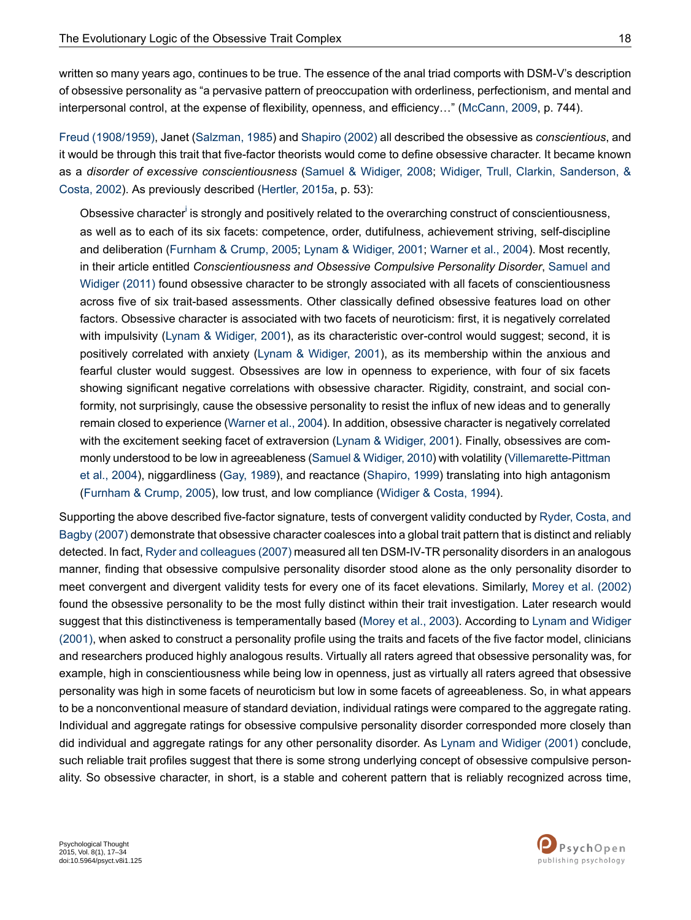written so many years ago, continues to be true. The essence of the anal triad comports with DSM-V's description of obsessive personality as "a pervasive pattern of preoccupation with orderliness, perfectionism, and mental and interpersonal control, at the expense of flexibility, openness, and efficiency…" (McCann, 2009, p. 744).

Freud (1908/1959), Janet (Salzman, 1985) and Shapiro (2002) all described the obsessive as *conscientious*, and it would be through this trait that five-factor theorists would come to define obsessive character. It became known as a *disorder of excessive conscientiousness* (Samuel & Widiger, 2008; Widiger, Trull, Clarkin, Sanderson, & Costa, 2002). As previously described (Hertler, 2015a, p. 53):

> Obsessive character[i] is strongly and positively related to the overarching construct of conscientiousness, as well as to each of its six facets: competence, order, dutifulness, achievement striving, self-discipline and deliberation (Furnham & Crump, 2005; Lynam & Widiger, 2001; Warner et al., 2004). Most recently, in their article entitled *Conscientiousness and Obsessive Compulsive Personality Disorder*, Samuel and Widiger (2011) found obsessive character to be strongly associated with all facets of conscientiousness across five of six trait-based assessments. Other classically defined obsessive features load on other factors. Obsessive character is associated with two facets of neuroticism: first, it is negatively correlated with impulsivity (Lynam & Widiger, 2001), as its characteristic over-control would suggest; second, it is positively correlated with anxiety (Lynam & Widiger, 2001), as its membership within the anxious and fearful cluster would suggest. Obsessives are low in openness to experience, with four of six facets showing significant negative correlations with obsessive character. Rigidity, constraint, and social conformity, not surprisingly, cause the obsessive personality to resist the influx of new ideas and to generally remain closed to experience (Warner et al., 2004). In addition, obsessive character is negatively correlated with the excitement seeking facet of extraversion (Lynam & Widiger, 2001). Finally, obsessives are commonly understood to be low in agreeableness (Samuel & Widiger, 2010) with volatility (Villemarette-Pittman et al., 2004), niggardliness (Gay, 1989), and reactance (Shapiro, 1999) translating into high antagonism (Furnham & Crump, 2005), low trust, and low compliance (Widiger & Costa, 1994).

Supporting the above described five-factor signature, tests of convergent validity conducted by Ryder, Costa, and Bagby (2007) demonstrate that obsessive character coalesces into a global trait pattern that is distinct and reliably detected. In fact, Ryder and colleagues (2007) measured all ten DSM-IV-TR personality disorders in an analogous manner, finding that obsessive compulsive personality disorder stood alone as the only personality disorder to meet convergent and divergent validity tests for every one of its facet elevations. Similarly, Morey et al. (2002) found the obsessive personality to be the most fully distinct within their trait investigation. Later research would suggest that this distinctiveness is temperamentally based (Morey et al., 2003). According to Lynam and Widiger (2001), when asked to construct a personality profile using the traits and facets of the five factor model, clinicians and researchers produced highly analogous results. Virtually all raters agreed that obsessive personality was, for example, high in conscientiousness while being low in openness, just as virtually all raters agreed that obsessive personality was high in some facets of neuroticism but low in some facets of agreeableness. So, in what appears to be a nonconventional measure of standard deviation, individual ratings were compared to the aggregate rating. Individual and aggregate ratings for obsessive compulsive personality disorder corresponded more closely than did individual and aggregate ratings for any other personality disorder. As Lynam and Widiger (2001) conclude, such reliable trait profiles suggest that there is some strong underlying concept of obsessive compulsive personality. So obsessive character, in short, is a stable and coherent pattern that is reliably recognized across time,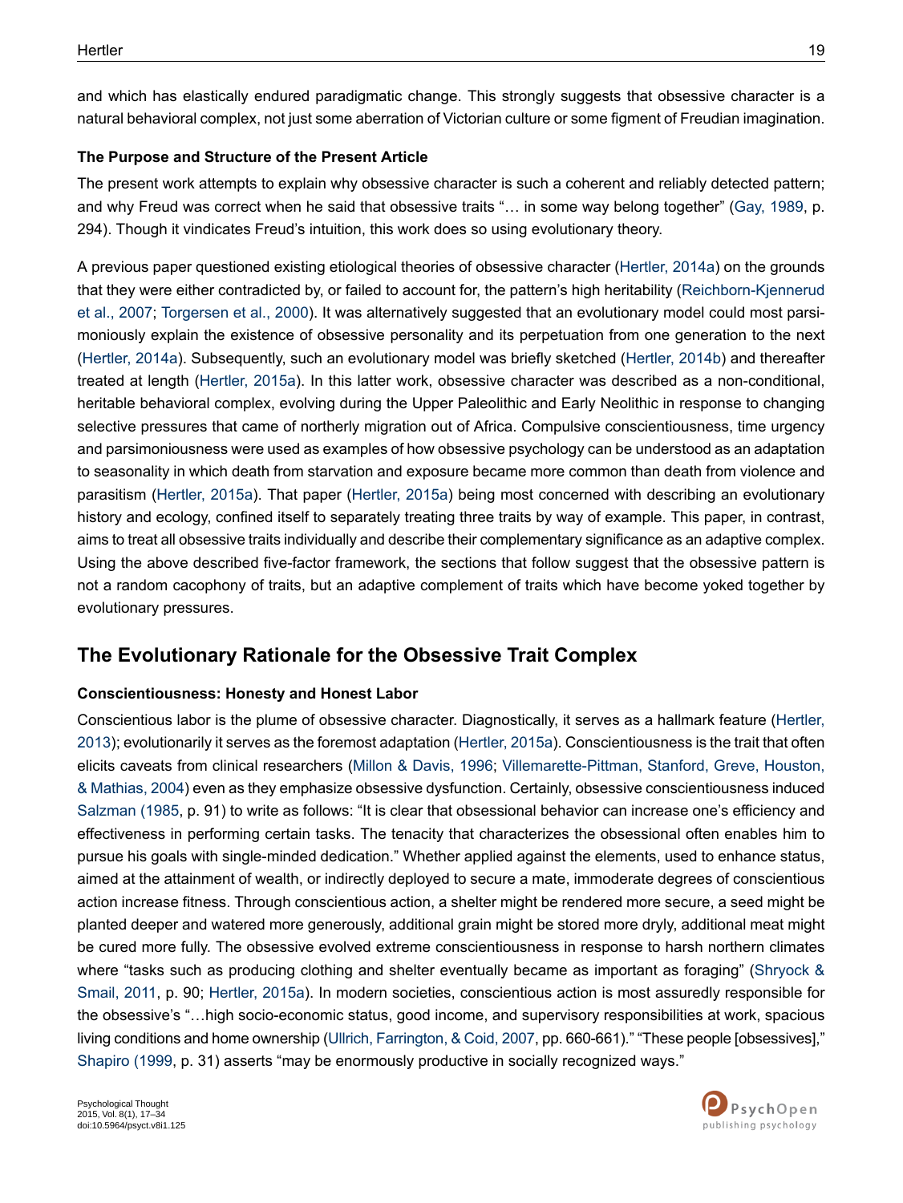and which has elastically endured paradigmatic change. This strongly suggests that obsessive character is a natural behavioral complex, not just some aberration of Victorian culture or some figment of Freudian imagination.

### The Purpose and Structure of the Present Article

The present work attempts to explain why obsessive character is such a coherent and reliably detected pattern; and why Freud was correct when he said that obsessive traits "… in some way belong together" (Gay, 1989, p. 294). Though it vindicates Freud's intuition, this work does so using evolutionary theory.

A previous paper questioned existing etiological theories of obsessive character (Hertler, 2014a) on the grounds that they were either contradicted by, or failed to account for, the pattern's high heritability (Reichborn-Kjennerud et al., 2007; Torgersen et al., 2000). It was alternatively suggested that an evolutionary model could most parsimoniously explain the existence of obsessive personality and its perpetuation from one generation to the next (Hertler, 2014a). Subsequently, such an evolutionary model was briefly sketched (Hertler, 2014b) and thereafter treated at length (Hertler, 2015a). In this latter work, obsessive character was described as a non-conditional, heritable behavioral complex, evolving during the Upper Paleolithic and Early Neolithic in response to changing selective pressures that came of northerly migration out of Africa. Compulsive conscientiousness, time urgency and parsimoniousness were used as examples of how obsessive psychology can be understood as an adaptation to seasonality in which death from starvation and exposure became more common than death from violence and parasitism (Hertler, 2015a). That paper (Hertler, 2015a) being most concerned with describing an evolutionary history and ecology, confined itself to separately treating three traits by way of example. This paper, in contrast, aims to treat all obsessive traits individually and describe their complementary significance as an adaptive complex. Using the above described five-factor framework, the sections that follow suggest that the obsessive pattern is not a random cacophony of traits, but an adaptive complement of traits which have become yoked together by evolutionary pressures.

## The Evolutionary Rationale for the Obsessive Trait Complex

### Conscientiousness: Honesty and Honest Labor

Conscientious labor is the plume of obsessive character. Diagnostically, it serves as a hallmark feature (Hertler, 2013); evolutionarily it serves as the foremost adaptation (Hertler, 2015a). Conscientiousness is the trait that often elicits caveats from clinical researchers (Millon & Davis, 1996; Villemarette-Pittman, Stanford, Greve, Houston, & Mathias, 2004) even as they emphasize obsessive dysfunction. Certainly, obsessive conscientiousness induced Salzman (1985, p. 91) to write as follows: "It is clear that obsessional behavior can increase one's efficiency and effectiveness in performing certain tasks. The tenacity that characterizes the obsessional often enables him to pursue his goals with single-minded dedication." Whether applied against the elements, used to enhance status, aimed at the attainment of wealth, or indirectly deployed to secure a mate, immoderate degrees of conscientious action increase fitness. Through conscientious action, a shelter might be rendered more secure, a seed might be planted deeper and watered more generously, additional grain might be stored more dryly, additional meat might be cured more fully. The obsessive evolved extreme conscientiousness in response to harsh northern climates where "tasks such as producing clothing and shelter eventually became as important as foraging" (Shryock & Smail, 2011, p. 90; Hertler, 2015a). In modern societies, conscientious action is most assuredly responsible for the obsessive's "…high socio-economic status, good income, and supervisory responsibilities at work, spacious living conditions and home ownership (Ullrich, Farrington, & Coid, 2007, pp. 660-661)." "These people [obsessives]," Shapiro (1999, p. 31) asserts "may be enormously productive in socially recognized ways."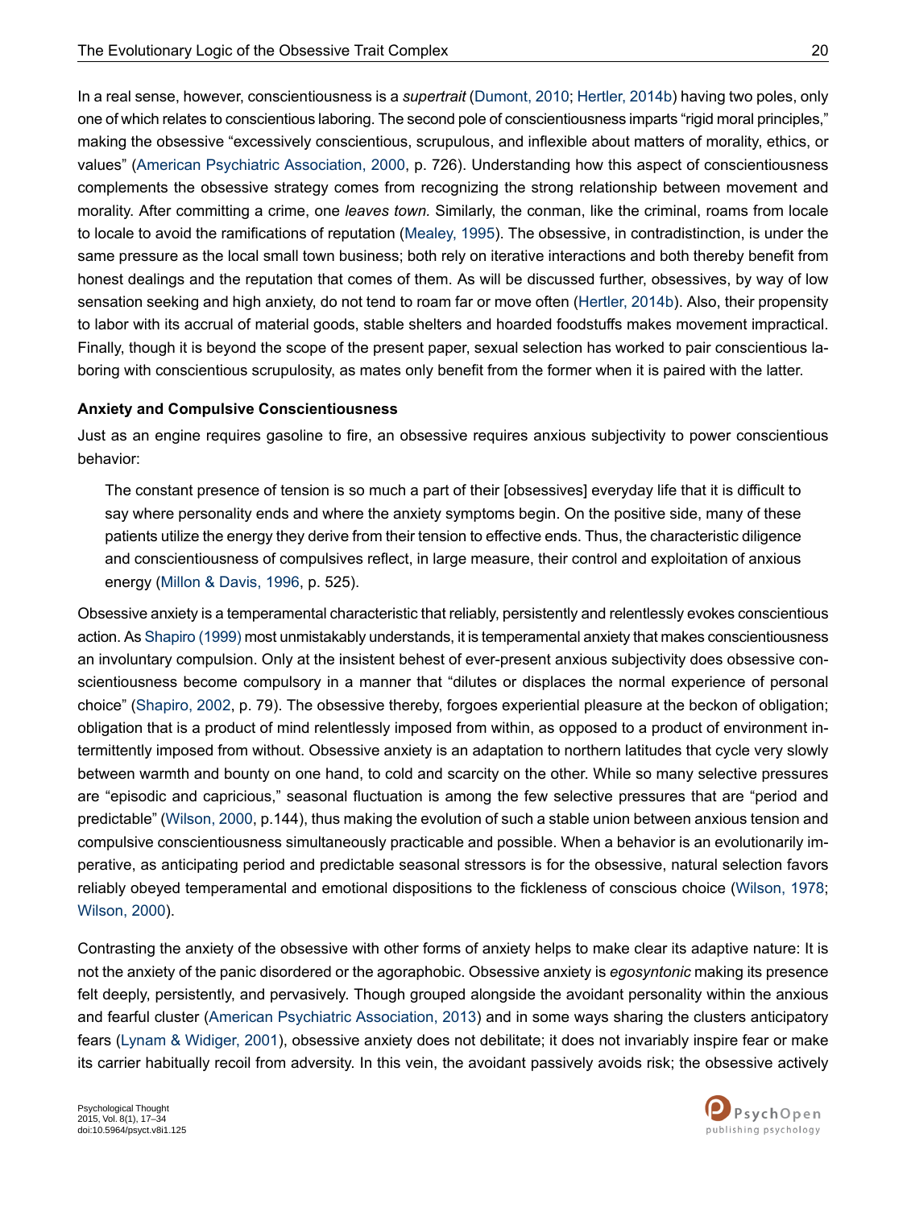In a real sense, however, conscientiousness is a *supertrait* (Dumont, 2010; Hertler, 2014b) having two poles, only one of which relates to conscientious laboring. The second pole of conscientiousness imparts "rigid moral principles," making the obsessive "excessively conscientious, scrupulous, and inflexible about matters of morality, ethics, or values" (American Psychiatric Association, 2000, p. 726). Understanding how this aspect of conscientiousness complements the obsessive strategy comes from recognizing the strong relationship between movement and morality. After committing a crime, one *leaves town.* Similarly, the conman, like the criminal, roams from locale to locale to avoid the ramifications of reputation (Mealey, 1995). The obsessive, in contradistinction, is under the same pressure as the local small town business; both rely on iterative interactions and both thereby benefit from honest dealings and the reputation that comes of them. As will be discussed further, obsessives, by way of low sensation seeking and high anxiety, do not tend to roam far or move often (Hertler, 2014b). Also, their propensity to labor with its accrual of material goods, stable shelters and hoarded foodstuffs makes movement impractical. Finally, though it is beyond the scope of the present paper, sexual selection has worked to pair conscientious laboring with conscientious scrupulosity, as mates only benefit from the former when it is paired with the latter.

**Anxiety and Compulsive Conscientiousness**

Just as an engine requires gasoline to fire, an obsessive requires anxious subjectivity to power conscientious behavior:

> The constant presence of tension is so much a part of their [obsessives] everyday life that it is difficult to say where personality ends and where the anxiety symptoms begin. On the positive side, many of these patients utilize the energy they derive from their tension to effective ends. Thus, the characteristic diligence and conscientiousness of compulsives reflect, in large measure, their control and exploitation of anxious energy (Millon & Davis, 1996, p. 525).

Obsessive anxiety is a temperamental characteristic that reliably, persistently and relentlessly evokes conscientious action. As Shapiro (1999) most unmistakably understands, it is temperamental anxiety that makes conscientiousness an involuntary compulsion. Only at the insistent behest of ever-present anxious subjectivity does obsessive conscientiousness become compulsory in a manner that "dilutes or displaces the normal experience of personal choice" (Shapiro, 2002, p. 79). The obsessive thereby, forgoes experiential pleasure at the beckon of obligation; obligation that is a product of mind relentlessly imposed from within, as opposed to a product of environment intermittently imposed from without. Obsessive anxiety is an adaptation to northern latitudes that cycle very slowly between warmth and bounty on one hand, to cold and scarcity on the other. While so many selective pressures are "episodic and capricious," seasonal fluctuation is among the few selective pressures that are "period and predictable" (Wilson, 2000, p.144), thus making the evolution of such a stable union between anxious tension and compulsive conscientiousness simultaneously practicable and possible. When a behavior is an evolutionarily imperative, as anticipating period and predictable seasonal stressors is for the obsessive, natural selection favors reliably obeyed temperamental and emotional dispositions to the fickleness of conscious choice (Wilson, 1978; Wilson, 2000).

Contrasting the anxiety of the obsessive with other forms of anxiety helps to make clear its adaptive nature: It is not the anxiety of the panic disordered or the agoraphobic. Obsessive anxiety is *egosyntonic* making its presence felt deeply, persistently, and pervasively. Though grouped alongside the avoidant personality within the anxious and fearful cluster (American Psychiatric Association, 2013) and in some ways sharing the clusters anticipatory fears (Lynam & Widiger, 2001), obsessive anxiety does not debilitate; it does not invariably inspire fear or make its carrier habitually recoil from adversity. In this vein, the avoidant passively avoids risk; the obsessive actively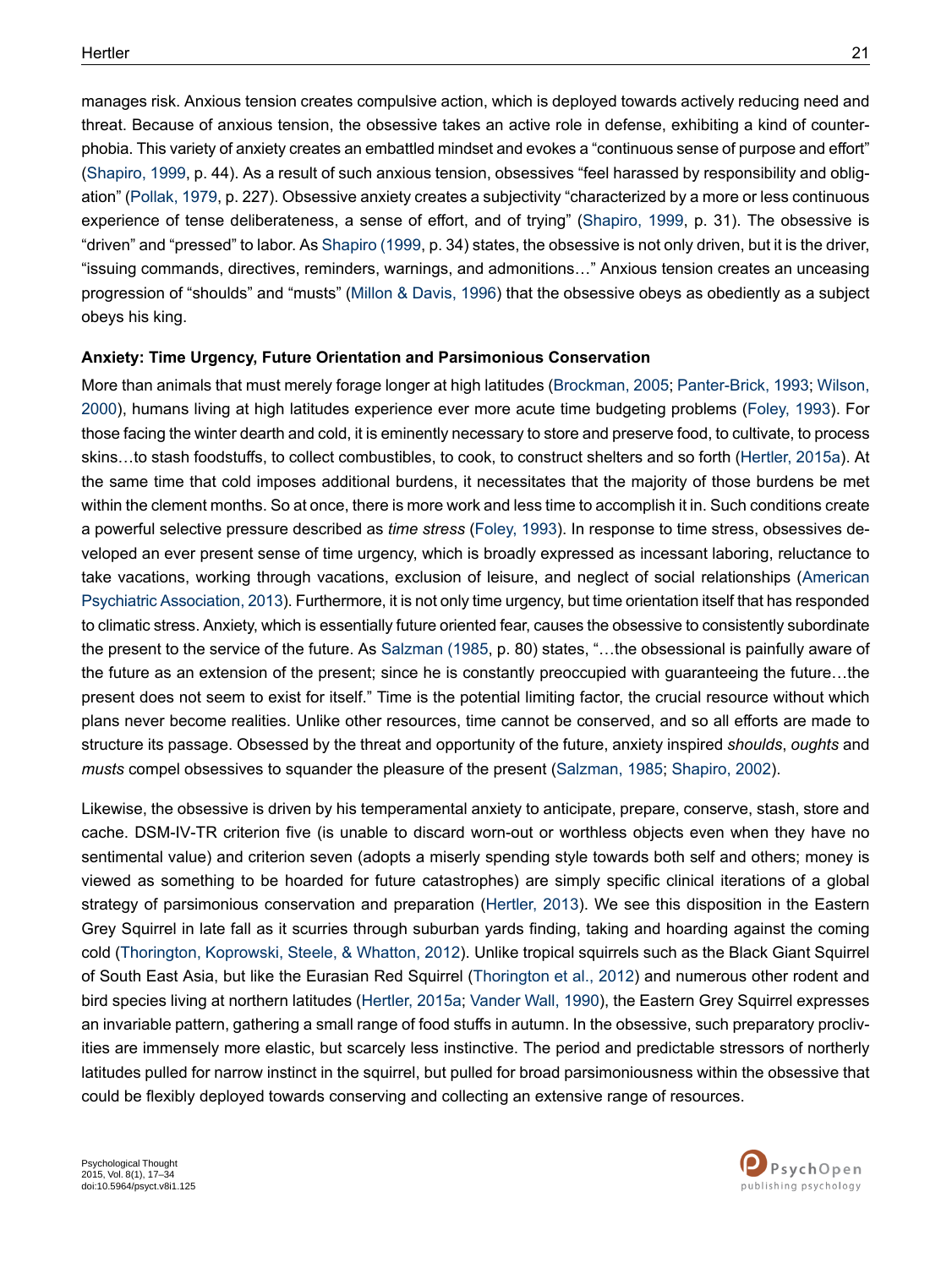manages risk. Anxious tension creates compulsive action, which is deployed towards actively reducing need and threat. Because of anxious tension, the obsessive takes an active role in defense, exhibiting a kind of counter-phobia. This variety of anxiety creates an embattled mindset and evokes a "continuous sense of purpose and effort" (Shapiro, 1999, p. 44). As a result of such anxious tension, obsessives "feel harassed by responsibility and obligation" (Pollak, 1979, p. 227). Obsessive anxiety creates a subjectivity "characterized by a more or less continuous experience of tense deliberateness, a sense of effort, and of trying" (Shapiro, 1999, p. 31). The obsessive is "driven" and "pressed" to labor. As Shapiro (1999, p. 34) states, the obsessive is not only driven, but it is the driver, "issuing commands, directives, reminders, warnings, and admonitions…" Anxious tension creates an unceasing progression of "shoulds" and "musts" (Millon & Davis, 1996) that the obsessive obeys as obediently as a subject obeys his king.

**Anxiety: Time Urgency, Future Orientation and Parsimonious Conservation**

More than animals that must merely forage longer at high latitudes (Brockman, 2005; Panter-Brick, 1993; Wilson, 2000), humans living at high latitudes experience ever more acute time budgeting problems (Foley, 1993). For those facing the winter dearth and cold, it is eminently necessary to store and preserve food, to cultivate, to process skins…to stash foodstuffs, to collect combustibles, to cook, to construct shelters and so forth (Hertler, 2015a). At the same time that cold imposes additional burdens, it necessitates that the majority of those burdens be met within the clement months. So at once, there is more work and less time to accomplish it in. Such conditions create a powerful selective pressure described as *time stress* (Foley, 1993). In response to time stress, obsessives developed an ever present sense of time urgency, which is broadly expressed as incessant laboring, reluctance to take vacations, working through vacations, exclusion of leisure, and neglect of social relationships (American Psychiatric Association, 2013). Furthermore, it is not only time urgency, but time orientation itself that has responded to climatic stress. Anxiety, which is essentially future oriented fear, causes the obsessive to consistently subordinate the present to the service of the future. As Salzman (1985, p. 80) states, "…the obsessional is painfully aware of the future as an extension of the present; since he is constantly preoccupied with guaranteeing the future…the present does not seem to exist for itself." Time is the potential limiting factor, the crucial resource without which plans never become realities. Unlike other resources, time cannot be conserved, and so all efforts are made to structure its passage. Obsessed by the threat and opportunity of the future, anxiety inspired *shoulds*, *oughts* and *musts* compel obsessives to squander the pleasure of the present (Salzman, 1985; Shapiro, 2002).

Likewise, the obsessive is driven by his temperamental anxiety to anticipate, prepare, conserve, stash, store and cache. DSM-IV-TR criterion five (is unable to discard worn-out or worthless objects even when they have no sentimental value) and criterion seven (adopts a miserly spending style towards both self and others; money is viewed as something to be hoarded for future catastrophes) are simply specific clinical iterations of a global strategy of parsimonious conservation and preparation (Hertler, 2013). We see this disposition in the Eastern Grey Squirrel in late fall as it scurries through suburban yards finding, taking and hoarding against the coming cold (Thorington, Koprowski, Steele, & Whatton, 2012). Unlike tropical squirrels such as the Black Giant Squirrel of South East Asia, but like the Eurasian Red Squirrel (Thorington et al., 2012) and numerous other rodent and bird species living at northern latitudes (Hertler, 2015a; Vander Wall, 1990), the Eastern Grey Squirrel expresses an invariable pattern, gathering a small range of food stuffs in autumn. In the obsessive, such preparatory proclivities are immensely more elastic, but scarcely less instinctive. The period and predictable stressors of northerly latitudes pulled for narrow instinct in the squirrel, but pulled for broad parsimoniousness within the obsessive that could be flexibly deployed towards conserving and collecting an extensive range of resources.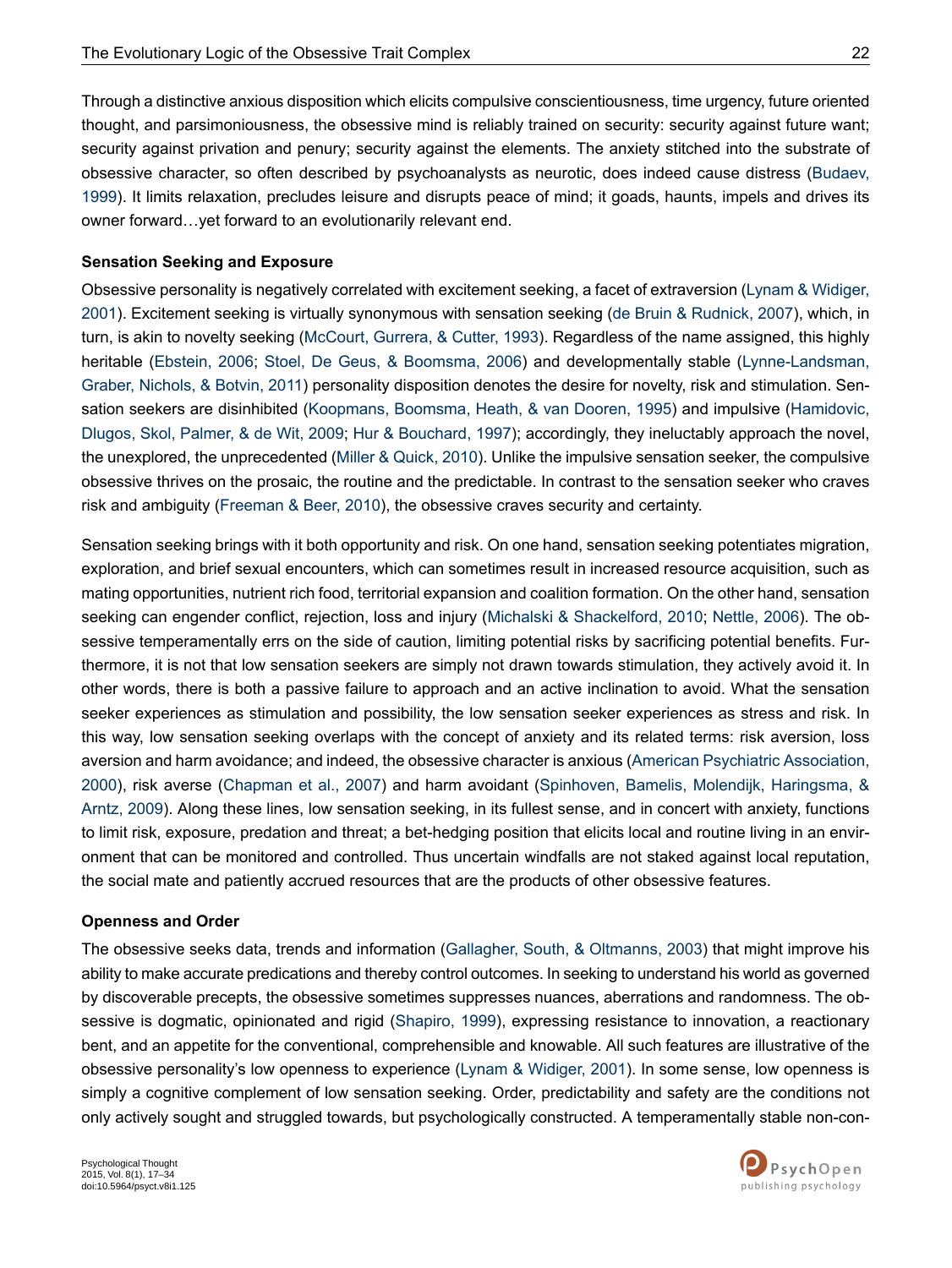Through a distinctive anxious disposition which elicits compulsive conscientiousness, time urgency, future oriented thought, and parsimoniousness, the obsessive mind is reliably trained on security: security against future want; security against privation and penury; security against the elements. The anxiety stitched into the substrate of obsessive character, so often described by psychoanalysts as neurotic, does indeed cause distress (Budaev, 1999). It limits relaxation, precludes leisure and disrupts peace of mind; it goads, haunts, impels and drives its owner forward…yet forward to an evolutionarily relevant end.

**Sensation Seeking and Exposure**

Obsessive personality is negatively correlated with excitement seeking, a facet of extraversion (Lynam & Widiger, 2001). Excitement seeking is virtually synonymous with sensation seeking (de Bruin & Rudnick, 2007), which, in turn, is akin to novelty seeking (McCourt, Gurrera, & Cutter, 1993). Regardless of the name assigned, this highly heritable (Ebstein, 2006; Stoel, De Geus, & Boomsma, 2006) and developmentally stable (Lynne-Landsman, Graber, Nichols, & Botvin, 2011) personality disposition denotes the desire for novelty, risk and stimulation. Sensation seekers are disinhibited (Koopmans, Boomsma, Heath, & van Dooren, 1995) and impulsive (Hamidovic, Dlugos, Skol, Palmer, & de Wit, 2009; Hur & Bouchard, 1997); accordingly, they ineluctably approach the novel, the unexplored, the unprecedented (Miller & Quick, 2010). Unlike the impulsive sensation seeker, the compulsive obsessive thrives on the prosaic, the routine and the predictable. In contrast to the sensation seeker who craves risk and ambiguity (Freeman & Beer, 2010), the obsessive craves security and certainty.

Sensation seeking brings with it both opportunity and risk. On one hand, sensation seeking potentiates migration, exploration, and brief sexual encounters, which can sometimes result in increased resource acquisition, such as mating opportunities, nutrient rich food, territorial expansion and coalition formation. On the other hand, sensation seeking can engender conflict, rejection, loss and injury (Michalski & Shackelford, 2010; Nettle, 2006). The obsessive temperamentally errs on the side of caution, limiting potential risks by sacrificing potential benefits. Furthermore, it is not that low sensation seekers are simply not drawn towards stimulation, they actively avoid it. In other words, there is both a passive failure to approach and an active inclination to avoid. What the sensation seeker experiences as stimulation and possibility, the low sensation seeker experiences as stress and risk. In this way, low sensation seeking overlaps with the concept of anxiety and its related terms: risk aversion, loss aversion and harm avoidance; and indeed, the obsessive character is anxious (American Psychiatric Association, 2000), risk averse (Chapman et al., 2007) and harm avoidant (Spinhoven, Bamelis, Molendijk, Haringsma, & Arntz, 2009). Along these lines, low sensation seeking, in its fullest sense, and in concert with anxiety, functions to limit risk, exposure, predation and threat; a bet-hedging position that elicits local and routine living in an environment that can be monitored and controlled. Thus uncertain windfalls are not staked against local reputation, the social mate and patiently accrued resources that are the products of other obsessive features.

**Openness and Order**

The obsessive seeks data, trends and information (Gallagher, South, & Oltmanns, 2003) that might improve his ability to make accurate predications and thereby control outcomes. In seeking to understand his world as governed by discoverable precepts, the obsessive sometimes suppresses nuances, aberrations and randomness. The obsessive is dogmatic, opinionated and rigid (Shapiro, 1999), expressing resistance to innovation, a reactionary bent, and an appetite for the conventional, comprehensible and knowable. All such features are illustrative of the obsessive personality's low openness to experience (Lynam & Widiger, 2001). In some sense, low openness is simply a cognitive complement of low sensation seeking. Order, predictability and safety are the conditions not only actively sought and struggled towards, but psychologically constructed. A temperamentally stable non-con-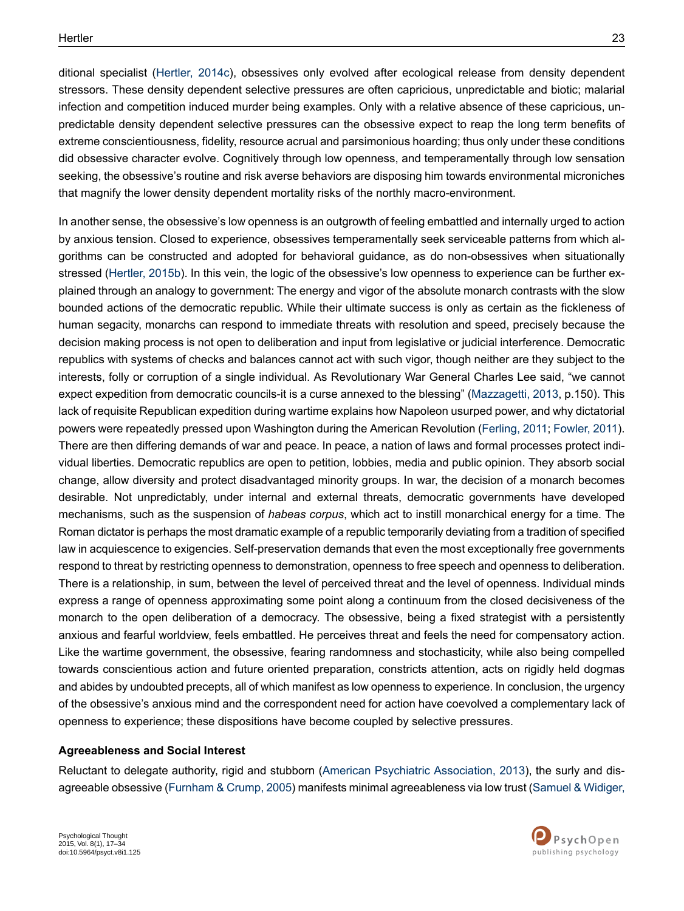ditional specialist (Hertler, 2014c), obsessives only evolved after ecological release from density dependent stressors. These density dependent selective pressures are often capricious, unpredictable and biotic; malarial infection and competition induced murder being examples. Only with a relative absence of these capricious, unpredictable density dependent selective pressures can the obsessive expect to reap the long term benefits of extreme conscientiousness, fidelity, resource acrual and parsimonious hoarding; thus only under these conditions did obsessive character evolve. Cognitively through low openness, and temperamentally through low sensation seeking, the obsessive's routine and risk averse behaviors are disposing him towards environmental microniches that magnify the lower density dependent mortality risks of the northly macro-environment.

In another sense, the obsessive's low openness is an outgrowth of feeling embattled and internally urged to action by anxious tension. Closed to experience, obsessives temperamentally seek serviceable patterns from which algorithms can be constructed and adopted for behavioral guidance, as do non-obsessives when situationally stressed (Hertler, 2015b). In this vein, the logic of the obsessive's low openness to experience can be further explained through an analogy to government: The energy and vigor of the absolute monarch contrasts with the slow bounded actions of the democratic republic. While their ultimate success is only as certain as the fickleness of human segacity, monarchs can respond to immediate threats with resolution and speed, precisely because the decision making process is not open to deliberation and input from legislative or judicial interference. Democratic republics with systems of checks and balances cannot act with such vigor, though neither are they subject to the interests, folly or corruption of a single individual. As Revolutionary War General Charles Lee said, "we cannot expect expedition from democratic councils-it is a curse annexed to the blessing" (Mazzagetti, 2013, p.150). This lack of requisite Republican expedition during wartime explains how Napoleon usurped power, and why dictatorial powers were repeatedly pressed upon Washington during the American Revolution (Ferling, 2011; Fowler, 2011). There are then differing demands of war and peace. In peace, a nation of laws and formal processes protect individual liberties. Democratic republics are open to petition, lobbies, media and public opinion. They absorb social change, allow diversity and protect disadvantaged minority groups. In war, the decision of a monarch becomes desirable. Not unpredictably, under internal and external threats, democratic governments have developed mechanisms, such as the suspension of *habeas corpus*, which act to instill monarchical energy for a time. The Roman dictator is perhaps the most dramatic example of a republic temporarily deviating from a tradition of specified law in acquiescence to exigencies. Self-preservation demands that even the most exceptionally free governments respond to threat by restricting openness to demonstration, openness to free speech and openness to deliberation. There is a relationship, in sum, between the level of perceived threat and the level of openness. Individual minds express a range of openness approximating some point along a continuum from the closed decisiveness of the monarch to the open deliberation of a democracy. The obsessive, being a fixed strategist with a persistently anxious and fearful worldview, feels embattled. He perceives threat and feels the need for compensatory action. Like the wartime government, the obsessive, fearing randomness and stochasticity, while also being compelled towards conscientious action and future oriented preparation, constricts attention, acts on rigidly held dogmas and abides by undoubted precepts, all of which manifest as low openness to experience. In conclusion, the urgency of the obsessive's anxious mind and the correspondent need for action have coevolved a complementary lack of openness to experience; these dispositions have become coupled by selective pressures.

### Agreeableness and Social Interest

Reluctant to delegate authority, rigid and stubborn (American Psychiatric Association, 2013), the surly and disagreeable obsessive (Furnham & Crump, 2005) manifests minimal agreeableness via low trust (Samuel & Widiger,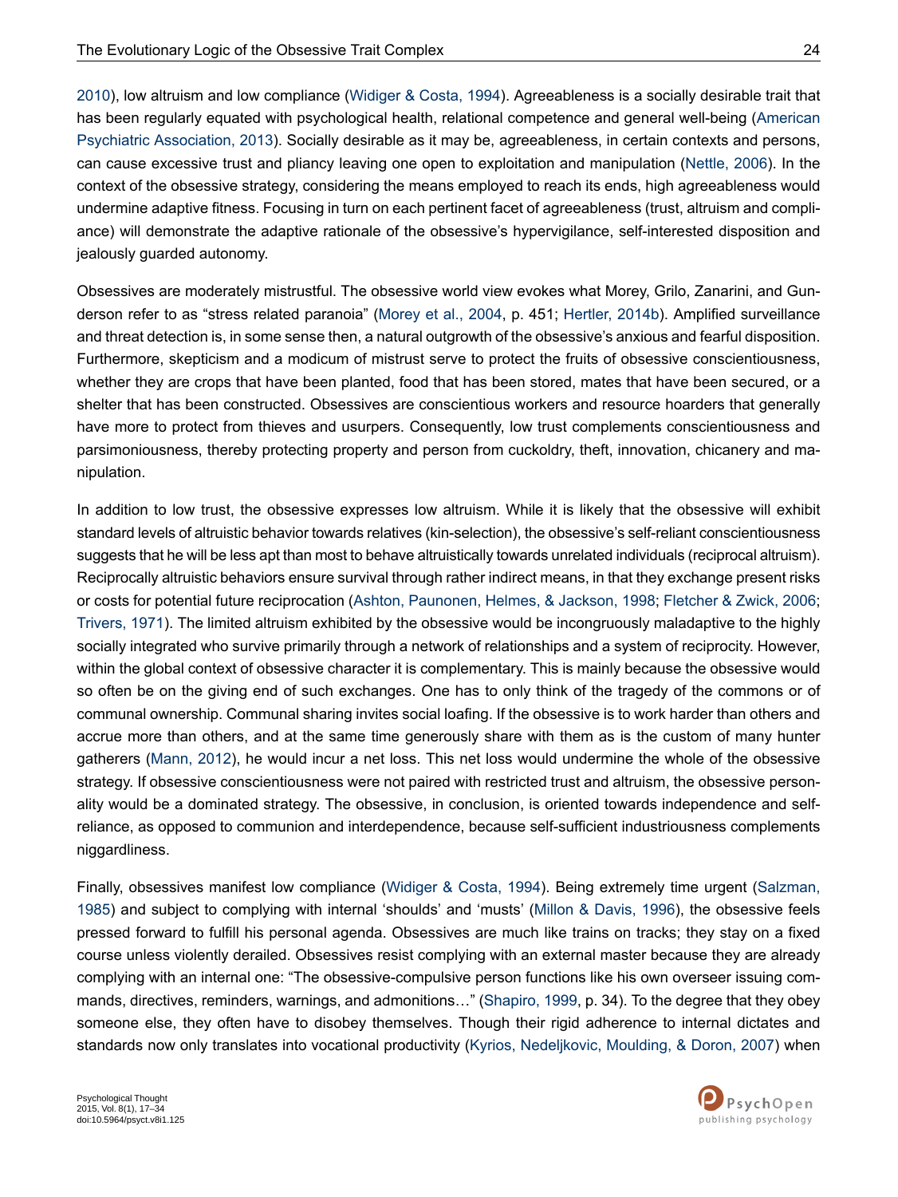2010), low altruism and low compliance (Widiger & Costa, 1994). Agreeableness is a socially desirable trait that has been regularly equated with psychological health, relational competence and general well-being (American Psychiatric Association, 2013). Socially desirable as it may be, agreeableness, in certain contexts and persons, can cause excessive trust and pliancy leaving one open to exploitation and manipulation (Nettle, 2006). In the context of the obsessive strategy, considering the means employed to reach its ends, high agreeableness would undermine adaptive fitness. Focusing in turn on each pertinent facet of agreeableness (trust, altruism and compliance) will demonstrate the adaptive rationale of the obsessive's hypervigilance, self-interested disposition and jealously guarded autonomy.

Obsessives are moderately mistrustful. The obsessive world view evokes what Morey, Grilo, Zanarini, and Gunderson refer to as "stress related paranoia" (Morey et al., 2004, p. 451; Hertler, 2014b). Amplified surveillance and threat detection is, in some sense then, a natural outgrowth of the obsessive's anxious and fearful disposition. Furthermore, skepticism and a modicum of mistrust serve to protect the fruits of obsessive conscientiousness, whether they are crops that have been planted, food that has been stored, mates that have been secured, or a shelter that has been constructed. Obsessives are conscientious workers and resource hoarders that generally have more to protect from thieves and usurpers. Consequently, low trust complements conscientiousness and parsimoniousness, thereby protecting property and person from cuckoldry, theft, innovation, chicanery and manipulation.

In addition to low trust, the obsessive expresses low altruism. While it is likely that the obsessive will exhibit standard levels of altruistic behavior towards relatives (kin-selection), the obsessive's self-reliant conscientiousness suggests that he will be less apt than most to behave altruistically towards unrelated individuals (reciprocal altruism). Reciprocally altruistic behaviors ensure survival through rather indirect means, in that they exchange present risks or costs for potential future reciprocation (Ashton, Paunonen, Helmes, & Jackson, 1998; Fletcher & Zwick, 2006; Trivers, 1971). The limited altruism exhibited by the obsessive would be incongruously maladaptive to the highly socially integrated who survive primarily through a network of relationships and a system of reciprocity. However, within the global context of obsessive character it is complementary. This is mainly because the obsessive would so often be on the giving end of such exchanges. One has to only think of the tragedy of the commons or of communal ownership. Communal sharing invites social loafing. If the obsessive is to work harder than others and accrue more than others, and at the same time generously share with them as is the custom of many hunter gatherers (Mann, 2012), he would incur a net loss. This net loss would undermine the whole of the obsessive strategy. If obsessive conscientiousness were not paired with restricted trust and altruism, the obsessive personality would be a dominated strategy. The obsessive, in conclusion, is oriented towards independence and self-reliance, as opposed to communion and interdependence, because self-sufficient industriousness complements niggardliness.

Finally, obsessives manifest low compliance (Widiger & Costa, 1994). Being extremely time urgent (Salzman, 1985) and subject to complying with internal 'shoulds' and 'musts' (Millon & Davis, 1996), the obsessive feels pressed forward to fulfill his personal agenda. Obsessives are much like trains on tracks; they stay on a fixed course unless violently derailed. Obsessives resist complying with an external master because they are already complying with an internal one: "The obsessive-compulsive person functions like his own overseer issuing commands, directives, reminders, warnings, and admonitions…" (Shapiro, 1999, p. 34). To the degree that they obey someone else, they often have to disobey themselves. Though their rigid adherence to internal dictates and standards now only translates into vocational productivity (Kyrios, Nedeljkovic, Moulding, & Doron, 2007) when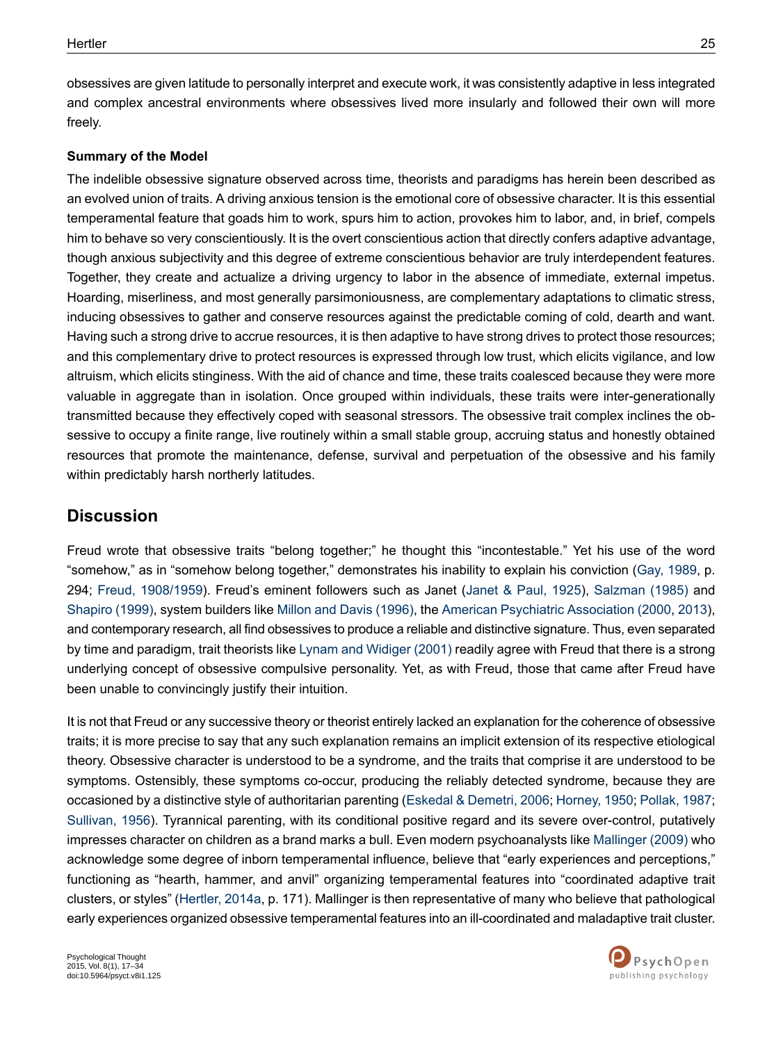obsessives are given latitude to personally interpret and execute work, it was consistently adaptive in less integrated and complex ancestral environments where obsessives lived more insularly and followed their own will more freely.

### Summary of the Model

The indelible obsessive signature observed across time, theorists and paradigms has herein been described as an evolved union of traits. A driving anxious tension is the emotional core of obsessive character. It is this essential temperamental feature that goads him to work, spurs him to action, provokes him to labor, and, in brief, compels him to behave so very conscientiously. It is the overt conscientious action that directly confers adaptive advantage, though anxious subjectivity and this degree of extreme conscientious behavior are truly interdependent features. Together, they create and actualize a driving urgency to labor in the absence of immediate, external impetus. Hoarding, miserliness, and most generally parsimoniousness, are complementary adaptations to climatic stress, inducing obsessives to gather and conserve resources against the predictable coming of cold, dearth and want. Having such a strong drive to accrue resources, it is then adaptive to have strong drives to protect those resources; and this complementary drive to protect resources is expressed through low trust, which elicits vigilance, and low altruism, which elicits stinginess. With the aid of chance and time, these traits coalesced because they were more valuable in aggregate than in isolation. Once grouped within individuals, these traits were inter-generationally transmitted because they effectively coped with seasonal stressors. The obsessive trait complex inclines the obsessive to occupy a finite range, live routinely within a small stable group, accruing status and honestly obtained resources that promote the maintenance, defense, survival and perpetuation of the obsessive and his family within predictably harsh northerly latitudes.

## Discussion

Freud wrote that obsessive traits "belong together;" he thought this "incontestable." Yet his use of the word "somehow," as in "somehow belong together," demonstrates his inability to explain his conviction (Gay, 1989, p. 294; Freud, 1908/1959). Freud's eminent followers such as Janet (Janet & Paul, 1925), Salzman (1985) and Shapiro (1999), system builders like Millon and Davis (1996), the American Psychiatric Association (2000, 2013), and contemporary research, all find obsessives to produce a reliable and distinctive signature. Thus, even separated by time and paradigm, trait theorists like Lynam and Widiger (2001) readily agree with Freud that there is a strong underlying concept of obsessive compulsive personality. Yet, as with Freud, those that came after Freud have been unable to convincingly justify their intuition.

It is not that Freud or any successive theory or theorist entirely lacked an explanation for the coherence of obsessive traits; it is more precise to say that any such explanation remains an implicit extension of its respective etiological theory. Obsessive character is understood to be a syndrome, and the traits that comprise it are understood to be symptoms. Ostensibly, these symptoms co-occur, producing the reliably detected syndrome, because they are occasioned by a distinctive style of authoritarian parenting (Eskedal & Demetri, 2006; Horney, 1950; Pollak, 1987; Sullivan, 1956). Tyrannical parenting, with its conditional positive regard and its severe over-control, putatively impresses character on children as a brand marks a bull. Even modern psychoanalysts like Mallinger (2009) who acknowledge some degree of inborn temperamental influence, believe that "early experiences and perceptions," functioning as "hearth, hammer, and anvil" organizing temperamental features into "coordinated adaptive trait clusters, or styles" (Hertler, 2014a, p. 171). Mallinger is then representative of many who believe that pathological early experiences organized obsessive temperamental features into an ill-coordinated and maladaptive trait cluster.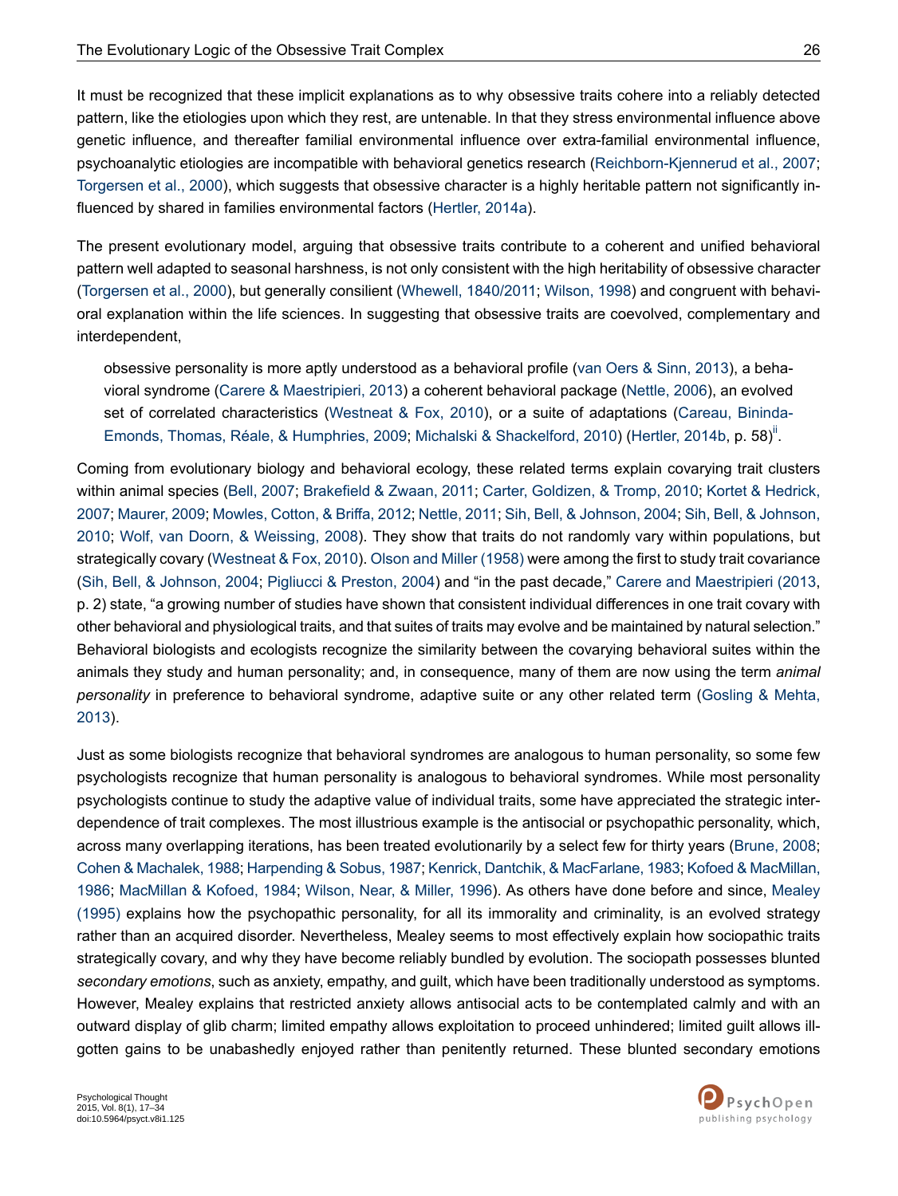It must be recognized that these implicit explanations as to why obsessive traits cohere into a reliably detected pattern, like the etiologies upon which they rest, are untenable. In that they stress environmental influence above genetic influence, and thereafter familial environmental influence over extra-familial environmental influence, psychoanalytic etiologies are incompatible with behavioral genetics research (Reichborn-Kjennerud et al., 2007; Torgersen et al., 2000), which suggests that obsessive character is a highly heritable pattern not significantly influenced by shared in families environmental factors (Hertler, 2014a).

The present evolutionary model, arguing that obsessive traits contribute to a coherent and unified behavioral pattern well adapted to seasonal harshness, is not only consistent with the high heritability of obsessive character (Torgersen et al., 2000), but generally consilient (Whewell, 1840/2011; Wilson, 1998) and congruent with behavioral explanation within the life sciences. In suggesting that obsessive traits are coevolved, complementary and interdependent,

> obsessive personality is more aptly understood as a behavioral profile (van Oers & Sinn, 2013), a behavioral syndrome (Carere & Maestripieri, 2013) a coherent behavioral package (Nettle, 2006), an evolved set of correlated characteristics (Westneat & Fox, 2010), or a suite of adaptations (Careau, Bininda-Emonds, Thomas, Réale, & Humphries, 2009; Michalski & Shackelford, 2010) (Hertler, 2014b, p. 58)[ii].

Coming from evolutionary biology and behavioral ecology, these related terms explain covarying trait clusters within animal species (Bell, 2007; Brakefield & Zwaan, 2011; Carter, Goldizen, & Tromp, 2010; Kortet & Hedrick, 2007; Maurer, 2009; Mowles, Cotton, & Briffa, 2012; Nettle, 2011; Sih, Bell, & Johnson, 2004; Sih, Bell, & Johnson, 2010; Wolf, van Doorn, & Weissing, 2008). They show that traits do not randomly vary within populations, but strategically covary (Westneat & Fox, 2010). Olson and Miller (1958) were among the first to study trait covariance (Sih, Bell, & Johnson, 2004; Pigliucci & Preston, 2004) and "in the past decade," Carere and Maestripieri (2013, p. 2) state, "a growing number of studies have shown that consistent individual differences in one trait covary with other behavioral and physiological traits, and that suites of traits may evolve and be maintained by natural selection." Behavioral biologists and ecologists recognize the similarity between the covarying behavioral suites within the animals they study and human personality; and, in consequence, many of them are now using the term *animal personality* in preference to behavioral syndrome, adaptive suite or any other related term (Gosling & Mehta, 2013).

Just as some biologists recognize that behavioral syndromes are analogous to human personality, so some few psychologists recognize that human personality is analogous to behavioral syndromes. While most personality psychologists continue to study the adaptive value of individual traits, some have appreciated the strategic interdependence of trait complexes. The most illustrious example is the antisocial or psychopathic personality, which, across many overlapping iterations, has been treated evolutionarily by a select few for thirty years (Brune, 2008; Cohen & Machalek, 1988; Harpending & Sobus, 1987; Kenrick, Dantchik, & MacFarlane, 1983; Kofoed & MacMillan, 1986; MacMillan & Kofoed, 1984; Wilson, Near, & Miller, 1996). As others have done before and since, Mealey (1995) explains how the psychopathic personality, for all its immorality and criminality, is an evolved strategy rather than an acquired disorder. Nevertheless, Mealey seems to most effectively explain how sociopathic traits strategically covary, and why they have become reliably bundled by evolution. The sociopath possesses blunted *secondary emotions*, such as anxiety, empathy, and guilt, which have been traditionally understood as symptoms. However, Mealey explains that restricted anxiety allows antisocial acts to be contemplated calmly and with an outward display of glib charm; limited empathy allows exploitation to proceed unhindered; limited guilt allows ill-gotten gains to be unabashedly enjoyed rather than penitently returned. These blunted secondary emotions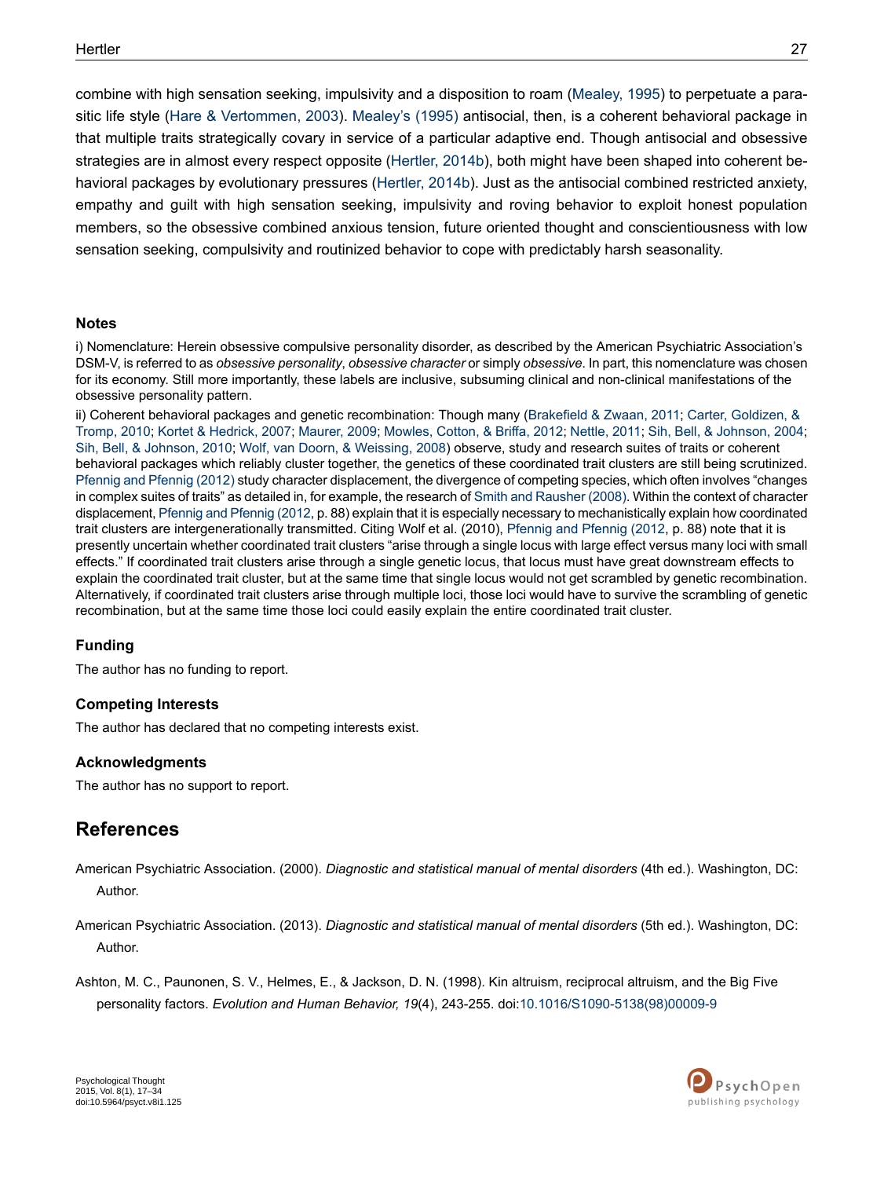combine with high sensation seeking, impulsivity and a disposition to roam (Mealey, 1995) to perpetuate a parasitic life style (Hare & Vertommen, 2003). Mealey's (1995) antisocial, then, is a coherent behavioral package in that multiple traits strategically covary in service of a particular adaptive end. Though antisocial and obsessive strategies are in almost every respect opposite (Hertler, 2014b), both might have been shaped into coherent behavioral packages by evolutionary pressures (Hertler, 2014b). Just as the antisocial combined restricted anxiety, empathy and guilt with high sensation seeking, impulsivity and roving behavior to exploit honest population members, so the obsessive combined anxious tension, future oriented thought and conscientiousness with low sensation seeking, compulsivity and routinized behavior to cope with predictably harsh seasonality.

### Notes

i) Nomenclature: Herein obsessive compulsive personality disorder, as described by the American Psychiatric Association's DSM-V, is referred to as *obsessive personality*, *obsessive character* or simply *obsessive*. In part, this nomenclature was chosen for its economy. Still more importantly, these labels are inclusive, subsuming clinical and non-clinical manifestations of the obsessive personality pattern.

ii) Coherent behavioral packages and genetic recombination: Though many (Brakefield & Zwaan, 2011; Carter, Goldizen, & Tromp, 2010; Kortet & Hedrick, 2007; Maurer, 2009; Mowles, Cotton, & Briffa, 2012; Nettle, 2011; Sih, Bell, & Johnson, 2004; Sih, Bell, & Johnson, 2010; Wolf, van Doorn, & Weissing, 2008) observe, study and research suites of traits or coherent behavioral packages which reliably cluster together, the genetics of these coordinated trait clusters are still being scrutinized. Pfennig and Pfennig (2012) study character displacement, the divergence of competing species, which often involves "changes in complex suites of traits" as detailed in, for example, the research of Smith and Rausher (2008). Within the context of character displacement, Pfennig and Pfennig (2012, p. 88) explain that it is especially necessary to mechanistically explain how coordinated trait clusters are intergenerationally transmitted. Citing Wolf et al. (2010), Pfennig and Pfennig (2012, p. 88) note that it is presently uncertain whether coordinated trait clusters "arise through a single locus with large effect versus many loci with small effects." If coordinated trait clusters arise through a single genetic locus, that locus must have great downstream effects to explain the coordinated trait cluster, but at the same time that single locus would not get scrambled by genetic recombination. Alternatively, if coordinated trait clusters arise through multiple loci, those loci would have to survive the scrambling of genetic recombination, but at the same time those loci could easily explain the entire coordinated trait cluster.

### Funding

The author has no funding to report.

### Competing Interests

The author has declared that no competing interests exist.

### Acknowledgments

The author has no support to report.

## References

American Psychiatric Association. (2000). *Diagnostic and statistical manual of mental disorders* (4th ed.). Washington, DC: Author.

American Psychiatric Association. (2013). *Diagnostic and statistical manual of mental disorders* (5th ed.). Washington, DC: Author.

Ashton, M. C., Paunonen, S. V., Helmes, E., & Jackson, D. N. (1998). Kin altruism, reciprocal altruism, and the Big Five personality factors. *Evolution and Human Behavior, 19*(4), 243-255. doi:10.1016/S1090-5138(98)00009-9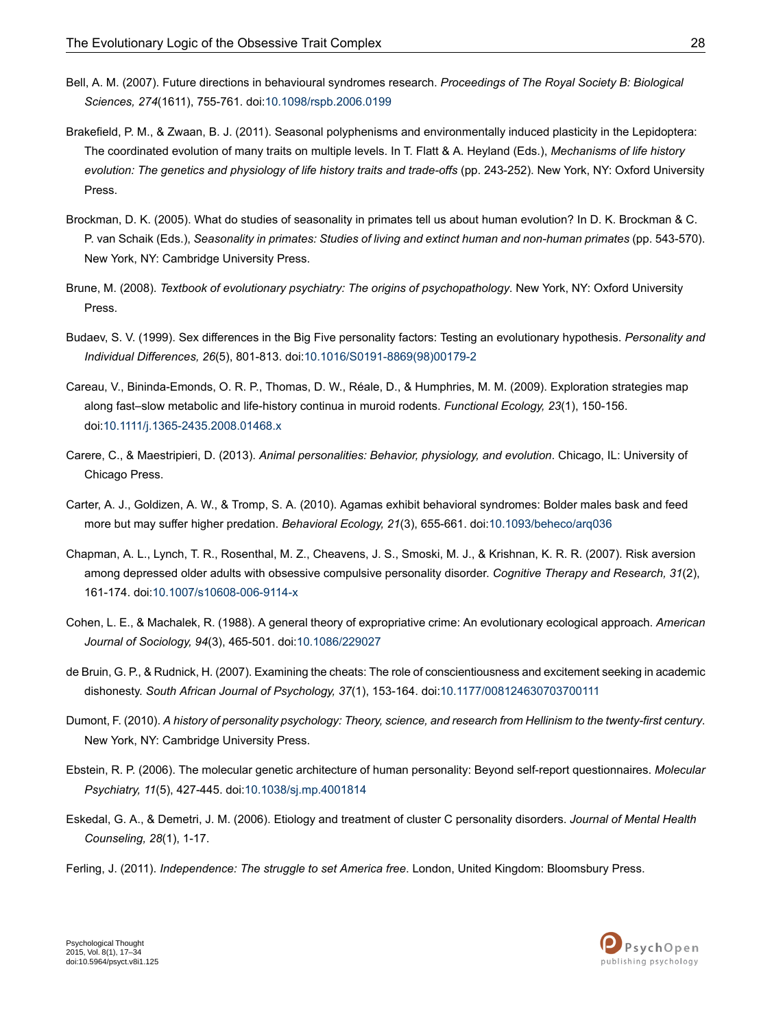Bell, A. M. (2007). Future directions in behavioural syndromes research. *Proceedings of The Royal Society B: Biological Sciences, 274*(1611), 755-761. doi:10.1098/rspb.2006.0199

Brakefield, P. M., & Zwaan, B. J. (2011). Seasonal polyphenisms and environmentally induced plasticity in the Lepidoptera: The coordinated evolution of many traits on multiple levels. In T. Flatt & A. Heyland (Eds.), *Mechanisms of life history evolution: The genetics and physiology of life history traits and trade-offs* (pp. 243-252). New York, NY: Oxford University Press.

Brockman, D. K. (2005). What do studies of seasonality in primates tell us about human evolution? In D. K. Brockman & C. P. van Schaik (Eds.), *Seasonality in primates: Studies of living and extinct human and non-human primates* (pp. 543-570). New York, NY: Cambridge University Press.

Brune, M. (2008). *Textbook of evolutionary psychiatry: The origins of psychopathology*. New York, NY: Oxford University Press.

Budaev, S. V. (1999). Sex differences in the Big Five personality factors: Testing an evolutionary hypothesis. *Personality and Individual Differences, 26*(5), 801-813. doi:10.1016/S0191-8869(98)00179-2

Careau, V., Bininda-Emonds, O. R. P., Thomas, D. W., Réale, D., & Humphries, M. M. (2009). Exploration strategies map along fast–slow metabolic and life-history continua in muroid rodents. *Functional Ecology, 23*(1), 150-156. doi:10.1111/j.1365-2435.2008.01468.x

Carere, C., & Maestripieri, D. (2013). *Animal personalities: Behavior, physiology, and evolution*. Chicago, IL: University of Chicago Press.

Carter, A. J., Goldizen, A. W., & Tromp, S. A. (2010). Agamas exhibit behavioral syndromes: Bolder males bask and feed more but may suffer higher predation. *Behavioral Ecology, 21*(3), 655-661. doi:10.1093/beheco/arq036

Chapman, A. L., Lynch, T. R., Rosenthal, M. Z., Cheavens, J. S., Smoski, M. J., & Krishnan, K. R. R. (2007). Risk aversion among depressed older adults with obsessive compulsive personality disorder. *Cognitive Therapy and Research, 31*(2), 161-174. doi:10.1007/s10608-006-9114-x

Cohen, L. E., & Machalek, R. (1988). A general theory of expropriative crime: An evolutionary ecological approach. *American Journal of Sociology, 94*(3), 465-501. doi:10.1086/229027

de Bruin, G. P., & Rudnick, H. (2007). Examining the cheats: The role of conscientiousness and excitement seeking in academic dishonesty. *South African Journal of Psychology, 37*(1), 153-164. doi:10.1177/008124630703700111

Dumont, F. (2010). *A history of personality psychology: Theory, science, and research from Hellinism to the twenty-first century*. New York, NY: Cambridge University Press.

Ebstein, R. P. (2006). The molecular genetic architecture of human personality: Beyond self-report questionnaires. *Molecular Psychiatry, 11*(5), 427-445. doi:10.1038/sj.mp.4001814

Eskedal, G. A., & Demetri, J. M. (2006). Etiology and treatment of cluster C personality disorders. *Journal of Mental Health Counseling, 28*(1), 1-17.

Ferling, J. (2011). *Independence: The struggle to set America free*. London, United Kingdom: Bloomsbury Press.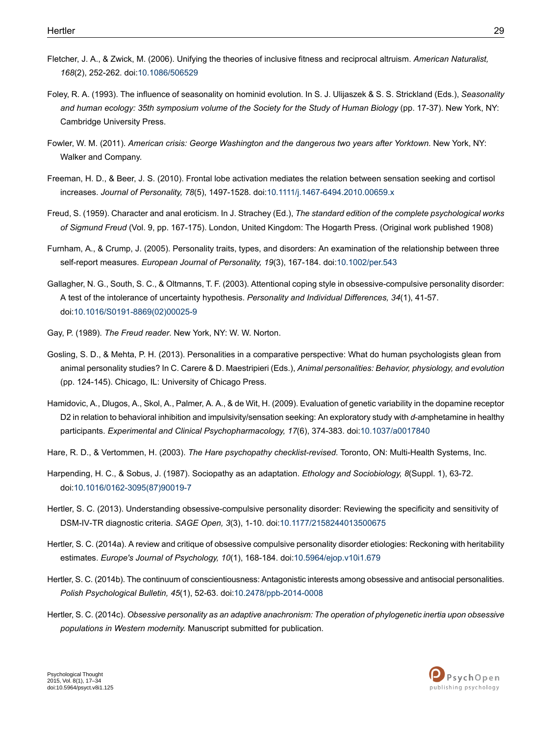Fletcher, J. A., & Zwick, M. (2006). Unifying the theories of inclusive fitness and reciprocal altruism. *American Naturalist, 168*(2), 252-262. doi:10.1086/506529

Foley, R. A. (1993). The influence of seasonality on hominid evolution. In S. J. Ulijaszek & S. S. Strickland (Eds.), *Seasonality and human ecology: 35th symposium volume of the Society for the Study of Human Biology* (pp. 17-37). New York, NY: Cambridge University Press.

Fowler, W. M. (2011). *American crisis: George Washington and the dangerous two years after Yorktown*. New York, NY: Walker and Company.

Freeman, H. D., & Beer, J. S. (2010). Frontal lobe activation mediates the relation between sensation seeking and cortisol increases. *Journal of Personality, 78*(5), 1497-1528. doi:10.1111/j.1467-6494.2010.00659.x

Freud, S. (1959). Character and anal eroticism. In J. Strachey (Ed.), *The standard edition of the complete psychological works of Sigmund Freud* (Vol. 9, pp. 167-175). London, United Kingdom: The Hogarth Press. (Original work published 1908)

Furnham, A., & Crump, J. (2005). Personality traits, types, and disorders: An examination of the relationship between three self-report measures. *European Journal of Personality, 19*(3), 167-184. doi:10.1002/per.543

Gallagher, N. G., South, S. C., & Oltmanns, T. F. (2003). Attentional coping style in obsessive-compulsive personality disorder: A test of the intolerance of uncertainty hypothesis. *Personality and Individual Differences, 34*(1), 41-57. doi:10.1016/S0191-8869(02)00025-9

Gay, P. (1989). *The Freud reader*. New York, NY: W. W. Norton.

Gosling, S. D., & Mehta, P. H. (2013). Personalities in a comparative perspective: What do human psychologists glean from animal personality studies? In C. Carere & D. Maestripieri (Eds.), *Animal personalities: Behavior, physiology, and evolution* (pp. 124-145). Chicago, IL: University of Chicago Press.

Hamidovic, A., Dlugos, A., Skol, A., Palmer, A. A., & de Wit, H. (2009). Evaluation of genetic variability in the dopamine receptor D2 in relation to behavioral inhibition and impulsivity/sensation seeking: An exploratory study with *d*-amphetamine in healthy participants. *Experimental and Clinical Psychopharmacology, 17*(6), 374-383. doi:10.1037/a0017840

Hare, R. D., & Vertommen, H. (2003). *The Hare psychopathy checklist-revised*. Toronto, ON: Multi-Health Systems, Inc.

Harpending, H. C., & Sobus, J. (1987). Sociopathy as an adaptation. *Ethology and Sociobiology, 8*(Suppl. 1), 63-72. doi:10.1016/0162-3095(87)90019-7

Hertler, S. C. (2013). Understanding obsessive-compulsive personality disorder: Reviewing the specificity and sensitivity of DSM-IV-TR diagnostic criteria. *SAGE Open, 3*(3), 1-10. doi:10.1177/2158244013500675

Hertler, S. C. (2014a). A review and critique of obsessive compulsive personality disorder etiologies: Reckoning with heritability estimates. *Europe's Journal of Psychology, 10*(1), 168-184. doi:10.5964/ejop.v10i1.679

Hertler, S. C. (2014b). The continuum of conscientiousness: Antagonistic interests among obsessive and antisocial personalities. *Polish Psychological Bulletin, 45*(1), 52-63. doi:10.2478/ppb-2014-0008

Hertler, S. C. (2014c). *Obsessive personality as an adaptive anachronism: The operation of phylogenetic inertia upon obsessive populations in Western modernity.* Manuscript submitted for publication.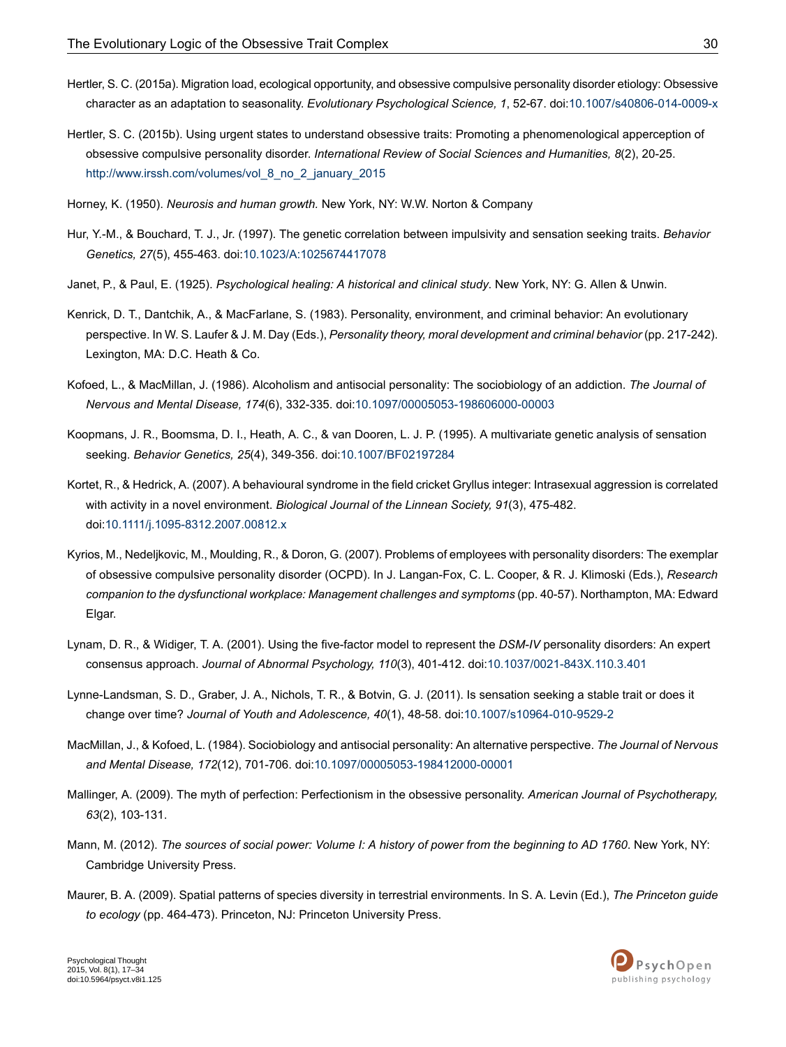Hertler, S. C. (2015a). Migration load, ecological opportunity, and obsessive compulsive personality disorder etiology: Obsessive character as an adaptation to seasonality. *Evolutionary Psychological Science, 1*, 52-67. doi:10.1007/s40806-014-0009-x

Hertler, S. C. (2015b). Using urgent states to understand obsessive traits: Promoting a phenomenological apperception of obsessive compulsive personality disorder. *International Review of Social Sciences and Humanities, 8*(2), 20-25. http://www.irssh.com/volumes/vol_8_no_2_january_2015

Horney, K. (1950). *Neurosis and human growth.* New York, NY: W.W. Norton & Company

Hur, Y.-M., & Bouchard, T. J., Jr. (1997). The genetic correlation between impulsivity and sensation seeking traits. *Behavior Genetics, 27*(5), 455-463. doi:10.1023/A:1025674417078

Janet, P., & Paul, E. (1925). *Psychological healing: A historical and clinical study*. New York, NY: G. Allen & Unwin.

Kenrick, D. T., Dantchik, A., & MacFarlane, S. (1983). Personality, environment, and criminal behavior: An evolutionary perspective. In W. S. Laufer & J. M. Day (Eds.), *Personality theory, moral development and criminal behavior* (pp. 217-242). Lexington, MA: D.C. Heath & Co.

Kofoed, L., & MacMillan, J. (1986). Alcoholism and antisocial personality: The sociobiology of an addiction. *The Journal of Nervous and Mental Disease, 174*(6), 332-335. doi:10.1097/00005053-198606000-00003

Koopmans, J. R., Boomsma, D. I., Heath, A. C., & van Dooren, L. J. P. (1995). A multivariate genetic analysis of sensation seeking. *Behavior Genetics, 25*(4), 349-356. doi:10.1007/BF02197284

Kortet, R., & Hedrick, A. (2007). A behavioural syndrome in the field cricket Gryllus integer: Intrasexual aggression is correlated with activity in a novel environment. *Biological Journal of the Linnean Society, 91*(3), 475-482. doi:10.1111/j.1095-8312.2007.00812.x

Kyrios, M., Nedeljkovic, M., Moulding, R., & Doron, G. (2007). Problems of employees with personality disorders: The exemplar of obsessive compulsive personality disorder (OCPD). In J. Langan-Fox, C. L. Cooper, & R. J. Klimoski (Eds.), *Research companion to the dysfunctional workplace: Management challenges and symptoms* (pp. 40-57). Northampton, MA: Edward Elgar.

Lynam, D. R., & Widiger, T. A. (2001). Using the five-factor model to represent the *DSM-IV* personality disorders: An expert consensus approach. *Journal of Abnormal Psychology, 110*(3), 401-412. doi:10.1037/0021-843X.110.3.401

Lynne-Landsman, S. D., Graber, J. A., Nichols, T. R., & Botvin, G. J. (2011). Is sensation seeking a stable trait or does it change over time? *Journal of Youth and Adolescence, 40*(1), 48-58. doi:10.1007/s10964-010-9529-2

MacMillan, J., & Kofoed, L. (1984). Sociobiology and antisocial personality: An alternative perspective. *The Journal of Nervous and Mental Disease, 172*(12), 701-706. doi:10.1097/00005053-198412000-00001

Mallinger, A. (2009). The myth of perfection: Perfectionism in the obsessive personality. *American Journal of Psychotherapy, 63*(2), 103-131.

Mann, M. (2012). *The sources of social power: Volume I: A history of power from the beginning to AD 1760*. New York, NY: Cambridge University Press.

Maurer, B. A. (2009). Spatial patterns of species diversity in terrestrial environments. In S. A. Levin (Ed.), *The Princeton guide to ecology* (pp. 464-473). Princeton, NJ: Princeton University Press.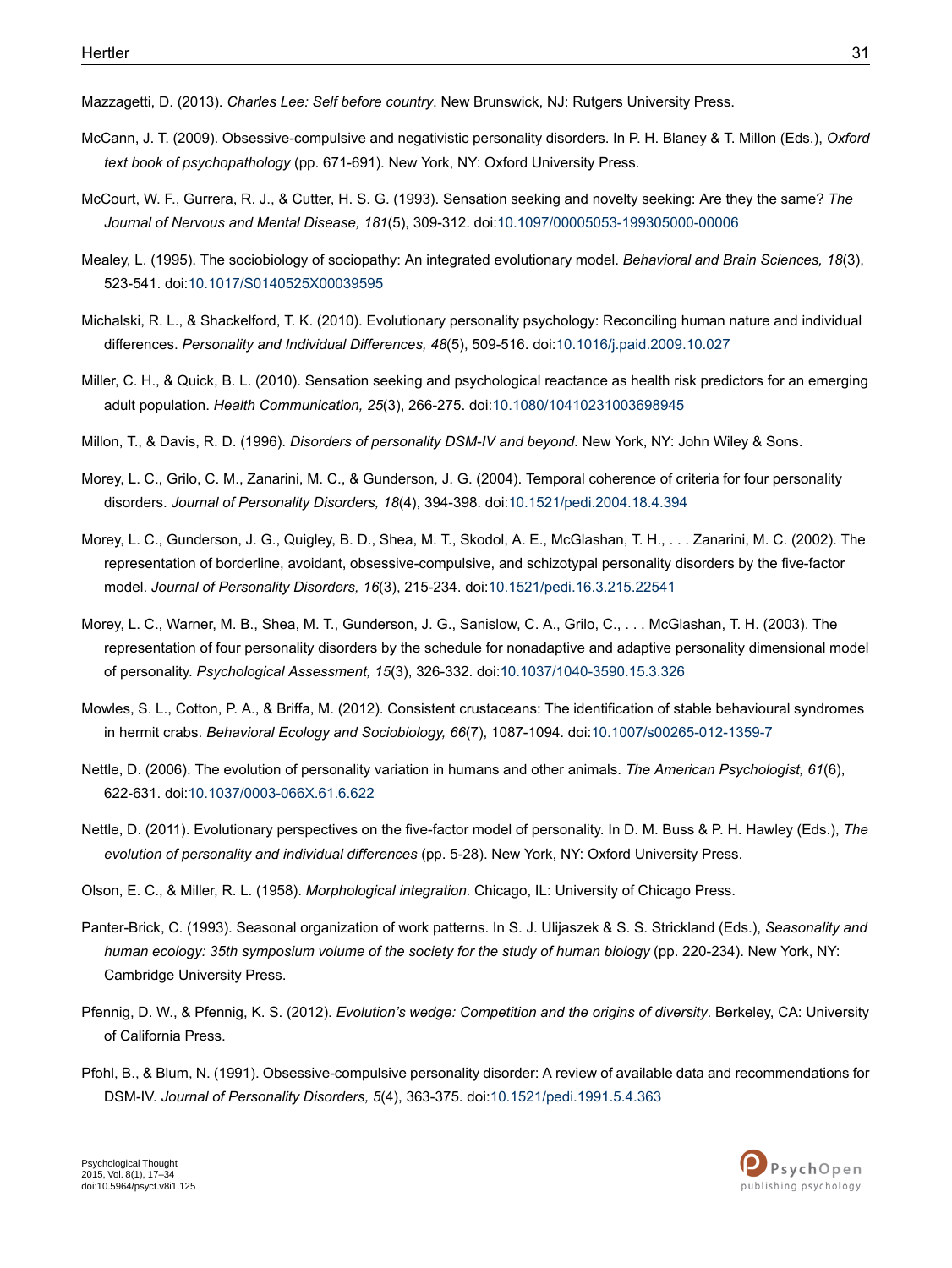Mazzagetti, D. (2013). *Charles Lee: Self before country*. New Brunswick, NJ: Rutgers University Press.

McCann, J. T. (2009). Obsessive-compulsive and negativistic personality disorders. In P. H. Blaney & T. Millon (Eds.), *Oxford text book of psychopathology* (pp. 671-691). New York, NY: Oxford University Press.

McCourt, W. F., Gurrera, R. J., & Cutter, H. S. G. (1993). Sensation seeking and novelty seeking: Are they the same? *The Journal of Nervous and Mental Disease, 181*(5), 309-312. doi:10.1097/00005053-199305000-00006

Mealey, L. (1995). The sociobiology of sociopathy: An integrated evolutionary model. *Behavioral and Brain Sciences, 18*(3), 523-541. doi:10.1017/S0140525X00039595

Michalski, R. L., & Shackelford, T. K. (2010). Evolutionary personality psychology: Reconciling human nature and individual differences. *Personality and Individual Differences, 48*(5), 509-516. doi:10.1016/j.paid.2009.10.027

Miller, C. H., & Quick, B. L. (2010). Sensation seeking and psychological reactance as health risk predictors for an emerging adult population. *Health Communication, 25*(3), 266-275. doi:10.1080/10410231003698945

Millon, T., & Davis, R. D. (1996). *Disorders of personality DSM-IV and beyond*. New York, NY: John Wiley & Sons.

Morey, L. C., Grilo, C. M., Zanarini, M. C., & Gunderson, J. G. (2004). Temporal coherence of criteria for four personality disorders. *Journal of Personality Disorders, 18*(4), 394-398. doi:10.1521/pedi.2004.18.4.394

Morey, L. C., Gunderson, J. G., Quigley, B. D., Shea, M. T., Skodol, A. E., McGlashan, T. H., . . . Zanarini, M. C. (2002). The representation of borderline, avoidant, obsessive-compulsive, and schizotypal personality disorders by the five-factor model. *Journal of Personality Disorders, 16*(3), 215-234. doi:10.1521/pedi.16.3.215.22541

Morey, L. C., Warner, M. B., Shea, M. T., Gunderson, J. G., Sanislow, C. A., Grilo, C., . . . McGlashan, T. H. (2003). The representation of four personality disorders by the schedule for nonadaptive and adaptive personality dimensional model of personality. *Psychological Assessment, 15*(3), 326-332. doi:10.1037/1040-3590.15.3.326

Mowles, S. L., Cotton, P. A., & Briffa, M. (2012). Consistent crustaceans: The identification of stable behavioural syndromes in hermit crabs. *Behavioral Ecology and Sociobiology, 66*(7), 1087-1094. doi:10.1007/s00265-012-1359-7

Nettle, D. (2006). The evolution of personality variation in humans and other animals. *The American Psychologist, 61*(6), 622-631. doi:10.1037/0003-066X.61.6.622

Nettle, D. (2011). Evolutionary perspectives on the five-factor model of personality. In D. M. Buss & P. H. Hawley (Eds.), *The evolution of personality and individual differences* (pp. 5-28). New York, NY: Oxford University Press.

Olson, E. C., & Miller, R. L. (1958). *Morphological integration*. Chicago, IL: University of Chicago Press.

Panter-Brick, C. (1993). Seasonal organization of work patterns. In S. J. Ulijaszek & S. S. Strickland (Eds.), *Seasonality and human ecology: 35th symposium volume of the society for the study of human biology* (pp. 220-234). New York, NY: Cambridge University Press.

Pfennig, D. W., & Pfennig, K. S. (2012). *Evolution's wedge: Competition and the origins of diversity*. Berkeley, CA: University of California Press.

Pfohl, B., & Blum, N. (1991). Obsessive-compulsive personality disorder: A review of available data and recommendations for DSM-IV. *Journal of Personality Disorders, 5*(4), 363-375. doi:10.1521/pedi.1991.5.4.363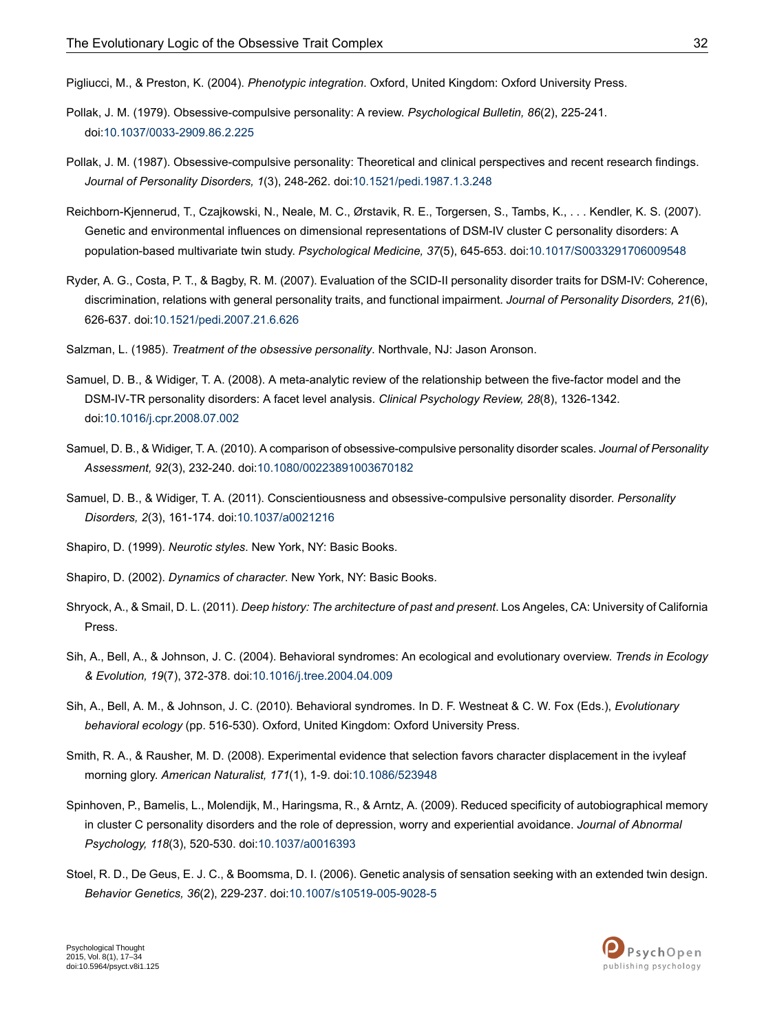Pigliucci, M., & Preston, K. (2004). *Phenotypic integration*. Oxford, United Kingdom: Oxford University Press.

Pollak, J. M. (1979). Obsessive-compulsive personality: A review. *Psychological Bulletin, 86*(2), 225-241. doi:10.1037/0033-2909.86.2.225

Pollak, J. M. (1987). Obsessive-compulsive personality: Theoretical and clinical perspectives and recent research findings. *Journal of Personality Disorders, 1*(3), 248-262. doi:10.1521/pedi.1987.1.3.248

Reichborn-Kjennerud, T., Czajkowski, N., Neale, M. C., Ørstavik, R. E., Torgersen, S., Tambs, K., . . . Kendler, K. S. (2007). Genetic and environmental influences on dimensional representations of DSM-IV cluster C personality disorders: A population-based multivariate twin study. *Psychological Medicine, 37*(5), 645-653. doi:10.1017/S0033291706009548

Ryder, A. G., Costa, P. T., & Bagby, R. M. (2007). Evaluation of the SCID-II personality disorder traits for DSM-IV: Coherence, discrimination, relations with general personality traits, and functional impairment. *Journal of Personality Disorders, 21*(6), 626-637. doi:10.1521/pedi.2007.21.6.626

Salzman, L. (1985). *Treatment of the obsessive personality*. Northvale, NJ: Jason Aronson.

Samuel, D. B., & Widiger, T. A. (2008). A meta-analytic review of the relationship between the five-factor model and the DSM-IV-TR personality disorders: A facet level analysis. *Clinical Psychology Review, 28*(8), 1326-1342. doi:10.1016/j.cpr.2008.07.002

Samuel, D. B., & Widiger, T. A. (2010). A comparison of obsessive-compulsive personality disorder scales. *Journal of Personality Assessment, 92*(3), 232-240. doi:10.1080/00223891003670182

Samuel, D. B., & Widiger, T. A. (2011). Conscientiousness and obsessive-compulsive personality disorder. *Personality Disorders, 2*(3), 161-174. doi:10.1037/a0021216

Shapiro, D. (1999). *Neurotic styles*. New York, NY: Basic Books.

Shapiro, D. (2002). *Dynamics of character*. New York, NY: Basic Books.

Shryock, A., & Smail, D. L. (2011). *Deep history: The architecture of past and present*. Los Angeles, CA: University of California Press.

Sih, A., Bell, A., & Johnson, J. C. (2004). Behavioral syndromes: An ecological and evolutionary overview. *Trends in Ecology & Evolution, 19*(7), 372-378. doi:10.1016/j.tree.2004.04.009

Sih, A., Bell, A. M., & Johnson, J. C. (2010). Behavioral syndromes. In D. F. Westneat & C. W. Fox (Eds.), *Evolutionary behavioral ecology* (pp. 516-530). Oxford, United Kingdom: Oxford University Press.

Smith, R. A., & Rausher, M. D. (2008). Experimental evidence that selection favors character displacement in the ivyleaf morning glory. *American Naturalist, 171*(1), 1-9. doi:10.1086/523948

Spinhoven, P., Bamelis, L., Molendijk, M., Haringsma, R., & Arntz, A. (2009). Reduced specificity of autobiographical memory in cluster C personality disorders and the role of depression, worry and experiential avoidance. *Journal of Abnormal Psychology, 118*(3), 520-530. doi:10.1037/a0016393

Stoel, R. D., De Geus, E. J. C., & Boomsma, D. I. (2006). Genetic analysis of sensation seeking with an extended twin design. *Behavior Genetics, 36*(2), 229-237. doi:10.1007/s10519-005-9028-5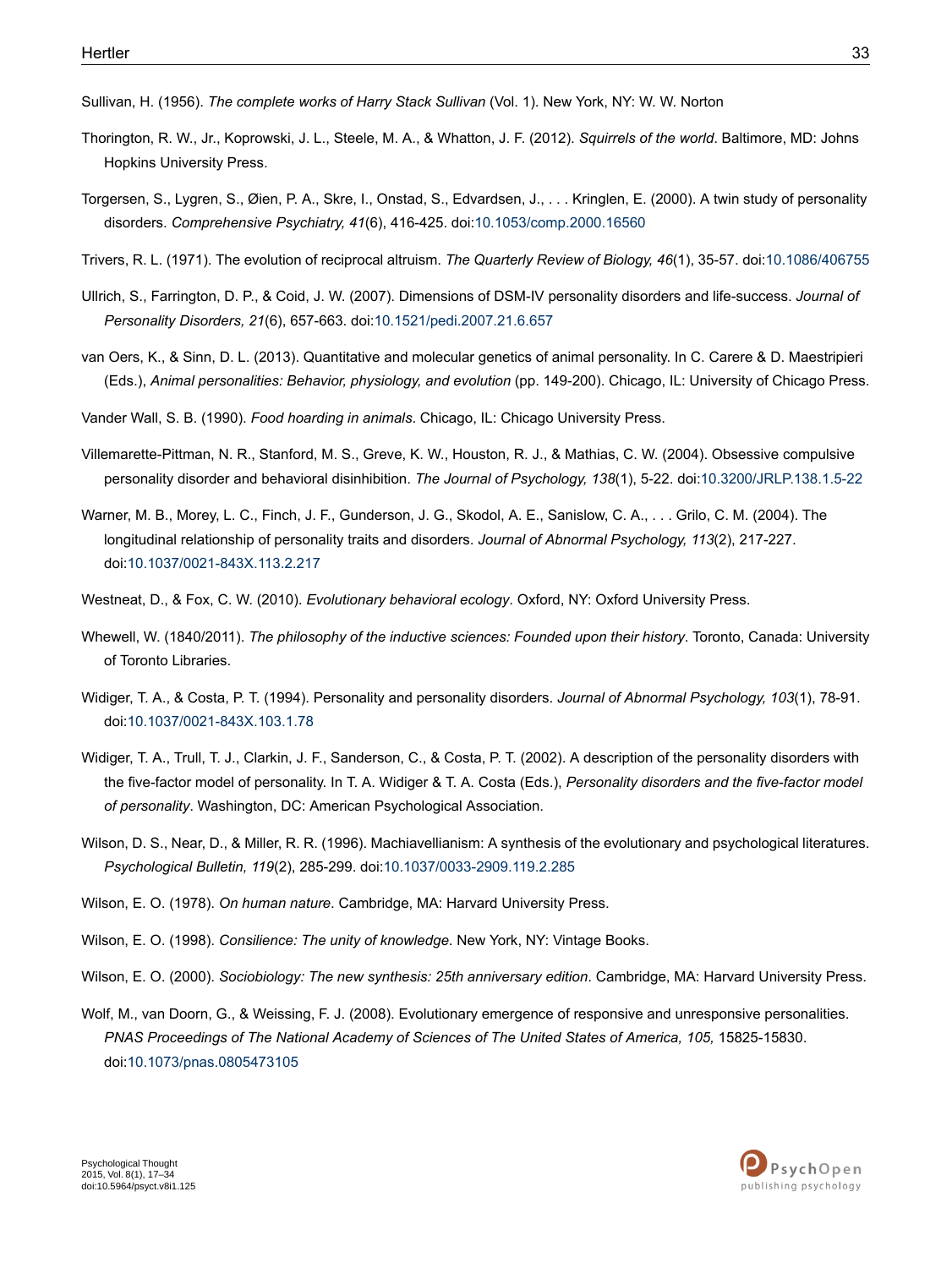Sullivan, H. (1956). *The complete works of Harry Stack Sullivan* (Vol. 1). New York, NY: W. W. Norton

Thorington, R. W., Jr., Koprowski, J. L., Steele, M. A., & Whatton, J. F. (2012). *Squirrels of the world*. Baltimore, MD: Johns Hopkins University Press.

Torgersen, S., Lygren, S., Øien, P. A., Skre, I., Onstad, S., Edvardsen, J., . . . Kringlen, E. (2000). A twin study of personality disorders. *Comprehensive Psychiatry, 41*(6), 416-425. doi:10.1053/comp.2000.16560

Trivers, R. L. (1971). The evolution of reciprocal altruism. *The Quarterly Review of Biology, 46*(1), 35-57. doi:10.1086/406755

Ullrich, S., Farrington, D. P., & Coid, J. W. (2007). Dimensions of DSM-IV personality disorders and life-success. *Journal of Personality Disorders, 21*(6), 657-663. doi:10.1521/pedi.2007.21.6.657

van Oers, K., & Sinn, D. L. (2013). Quantitative and molecular genetics of animal personality. In C. Carere & D. Maestripieri (Eds.), *Animal personalities: Behavior, physiology, and evolution* (pp. 149-200). Chicago, IL: University of Chicago Press.

Vander Wall, S. B. (1990). *Food hoarding in animals*. Chicago, IL: Chicago University Press.

Villemarette-Pittman, N. R., Stanford, M. S., Greve, K. W., Houston, R. J., & Mathias, C. W. (2004). Obsessive compulsive personality disorder and behavioral disinhibition. *The Journal of Psychology, 138*(1), 5-22. doi:10.3200/JRLP.138.1.5-22

Warner, M. B., Morey, L. C., Finch, J. F., Gunderson, J. G., Skodol, A. E., Sanislow, C. A., . . . Grilo, C. M. (2004). The longitudinal relationship of personality traits and disorders. *Journal of Abnormal Psychology, 113*(2), 217-227. doi:10.1037/0021-843X.113.2.217

Westneat, D., & Fox, C. W. (2010). *Evolutionary behavioral ecology*. Oxford, NY: Oxford University Press.

Whewell, W. (1840/2011). *The philosophy of the inductive sciences: Founded upon their history*. Toronto, Canada: University of Toronto Libraries.

Widiger, T. A., & Costa, P. T. (1994). Personality and personality disorders. *Journal of Abnormal Psychology, 103*(1), 78-91. doi:10.1037/0021-843X.103.1.78

Widiger, T. A., Trull, T. J., Clarkin, J. F., Sanderson, C., & Costa, P. T. (2002). A description of the personality disorders with the five-factor model of personality. In T. A. Widiger & T. A. Costa (Eds.), *Personality disorders and the five-factor model of personality*. Washington, DC: American Psychological Association.

Wilson, D. S., Near, D., & Miller, R. R. (1996). Machiavellianism: A synthesis of the evolutionary and psychological literatures. *Psychological Bulletin, 119*(2), 285-299. doi:10.1037/0033-2909.119.2.285

Wilson, E. O. (1978). *On human nature*. Cambridge, MA: Harvard University Press.

Wilson, E. O. (1998). *Consilience: The unity of knowledge*. New York, NY: Vintage Books.

Wilson, E. O. (2000). *Sociobiology: The new synthesis: 25th anniversary edition*. Cambridge, MA: Harvard University Press.

Wolf, M., van Doorn, G., & Weissing, F. J. (2008). Evolutionary emergence of responsive and unresponsive personalities. *PNAS Proceedings of The National Academy of Sciences of The United States of America, 105,* 15825-15830. doi:10.1073/pnas.0805473105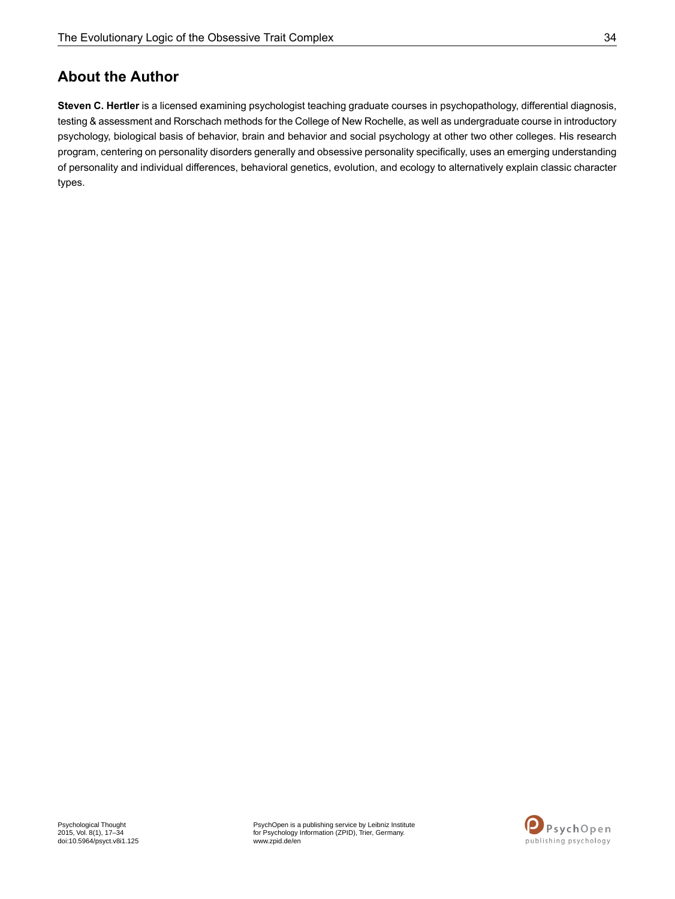## About the Author

**Steven C. Hertler** is a licensed examining psychologist teaching graduate courses in psychopathology, differential diagnosis, testing & assessment and Rorschach methods for the College of New Rochelle, as well as undergraduate course in introductory psychology, biological basis of behavior, brain and behavior and social psychology at other two other colleges. His research program, centering on personality disorders generally and obsessive personality specifically, uses an emerging understanding of personality and individual differences, behavioral genetics, evolution, and ecology to alternatively explain classic character types.